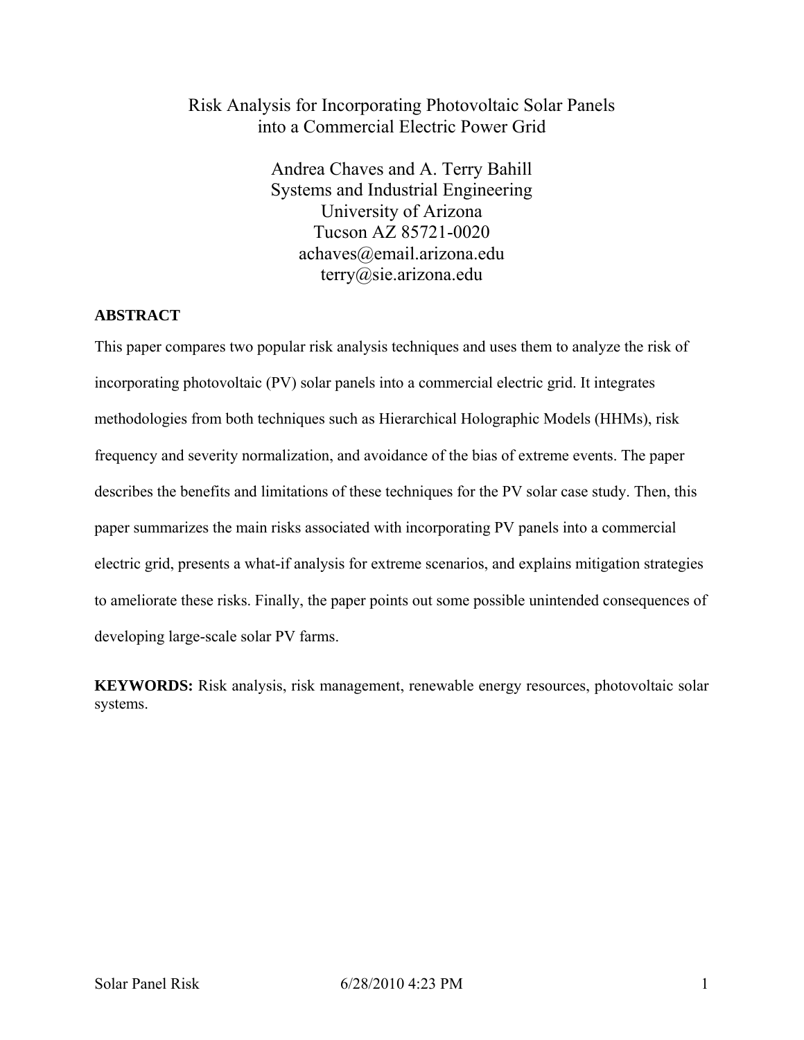# Risk Analysis for Incorporating Photovoltaic Solar Panels into a Commercial Electric Power Grid

Andrea Chaves and A. Terry Bahill
Systems and Industrial Engineering
University of Arizona
Tucson AZ 85721-0020
achaves@email.arizona.edu
terry@sie.arizona.edu

## ABSTRACT

This paper compares two popular risk analysis techniques and uses them to analyze the risk of incorporating photovoltaic (PV) solar panels into a commercial electric grid. It integrates methodologies from both techniques such as Hierarchical Holographic Models (HHMs), risk frequency and severity normalization, and avoidance of the bias of extreme events. The paper describes the benefits and limitations of these techniques for the PV solar case study. Then, this paper summarizes the main risks associated with incorporating PV panels into a commercial electric grid, presents a what-if analysis for extreme scenarios, and explains mitigation strategies to ameliorate these risks. Finally, the paper points out some possible unintended consequences of developing large-scale solar PV farms.

**KEYWORDS:** Risk analysis, risk management, renewable energy resources, photovoltaic solar systems.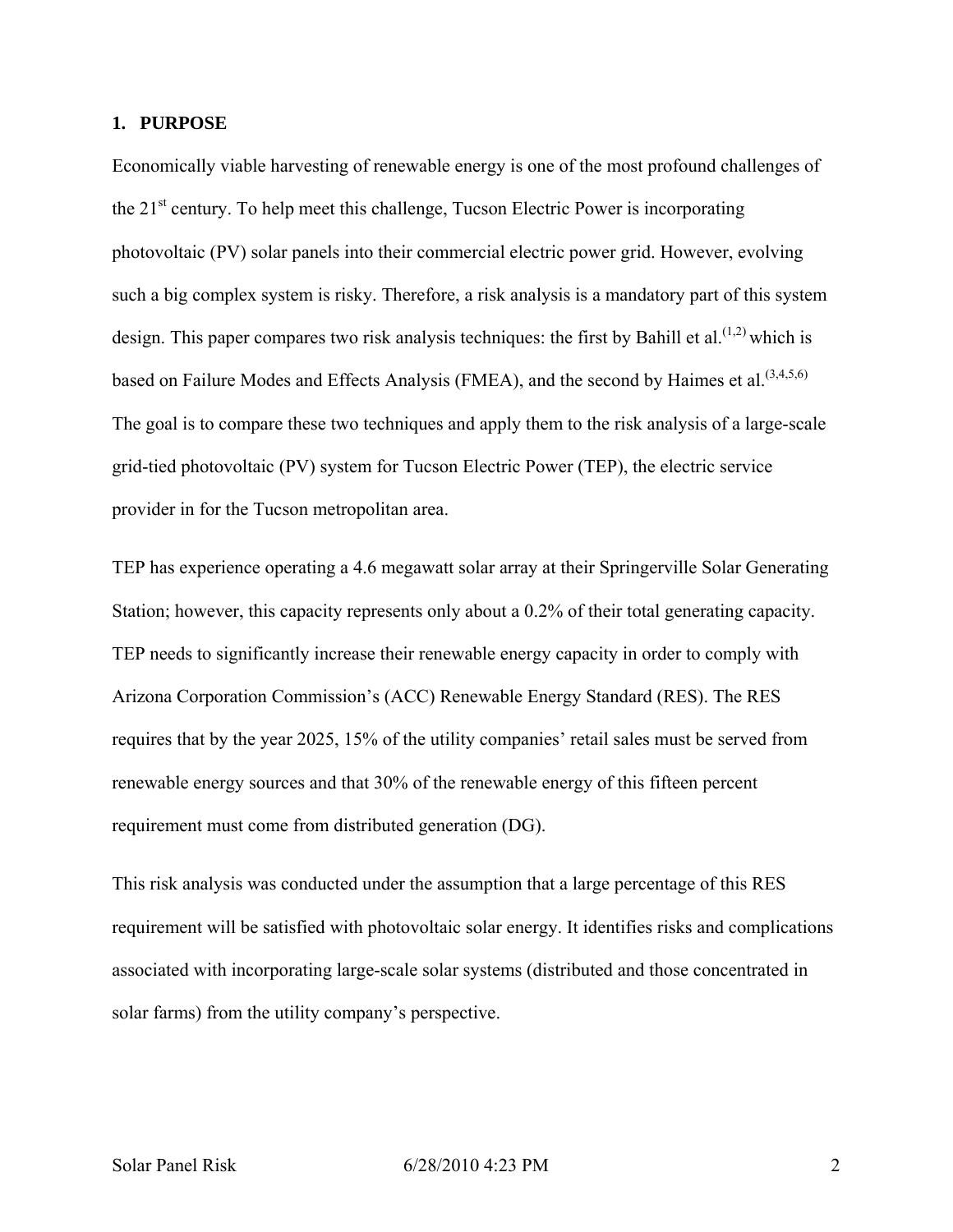## 1. PURPOSE

Economically viable harvesting of renewable energy is one of the most profound challenges of the 21st century. To help meet this challenge, Tucson Electric Power is incorporating photovoltaic (PV) solar panels into their commercial electric power grid. However, evolving such a big complex system is risky. Therefore, a risk analysis is a mandatory part of this system design. This paper compares two risk analysis techniques: the first by Bahill et al.[1,2] which is based on Failure Modes and Effects Analysis (FMEA), and the second by Haimes et al.[3,4,5,6] The goal is to compare these two techniques and apply them to the risk analysis of a large-scale grid-tied photovoltaic (PV) system for Tucson Electric Power (TEP), the electric service provider in for the Tucson metropolitan area.

TEP has experience operating a 4.6 megawatt solar array at their Springerville Solar Generating Station; however, this capacity represents only about a 0.2% of their total generating capacity. TEP needs to significantly increase their renewable energy capacity in order to comply with Arizona Corporation Commission's (ACC) Renewable Energy Standard (RES). The RES requires that by the year 2025, 15% of the utility companies' retail sales must be served from renewable energy sources and that 30% of the renewable energy of this fifteen percent requirement must come from distributed generation (DG).

This risk analysis was conducted under the assumption that a large percentage of this RES requirement will be satisfied with photovoltaic solar energy. It identifies risks and complications associated with incorporating large-scale solar systems (distributed and those concentrated in solar farms) from the utility company's perspective.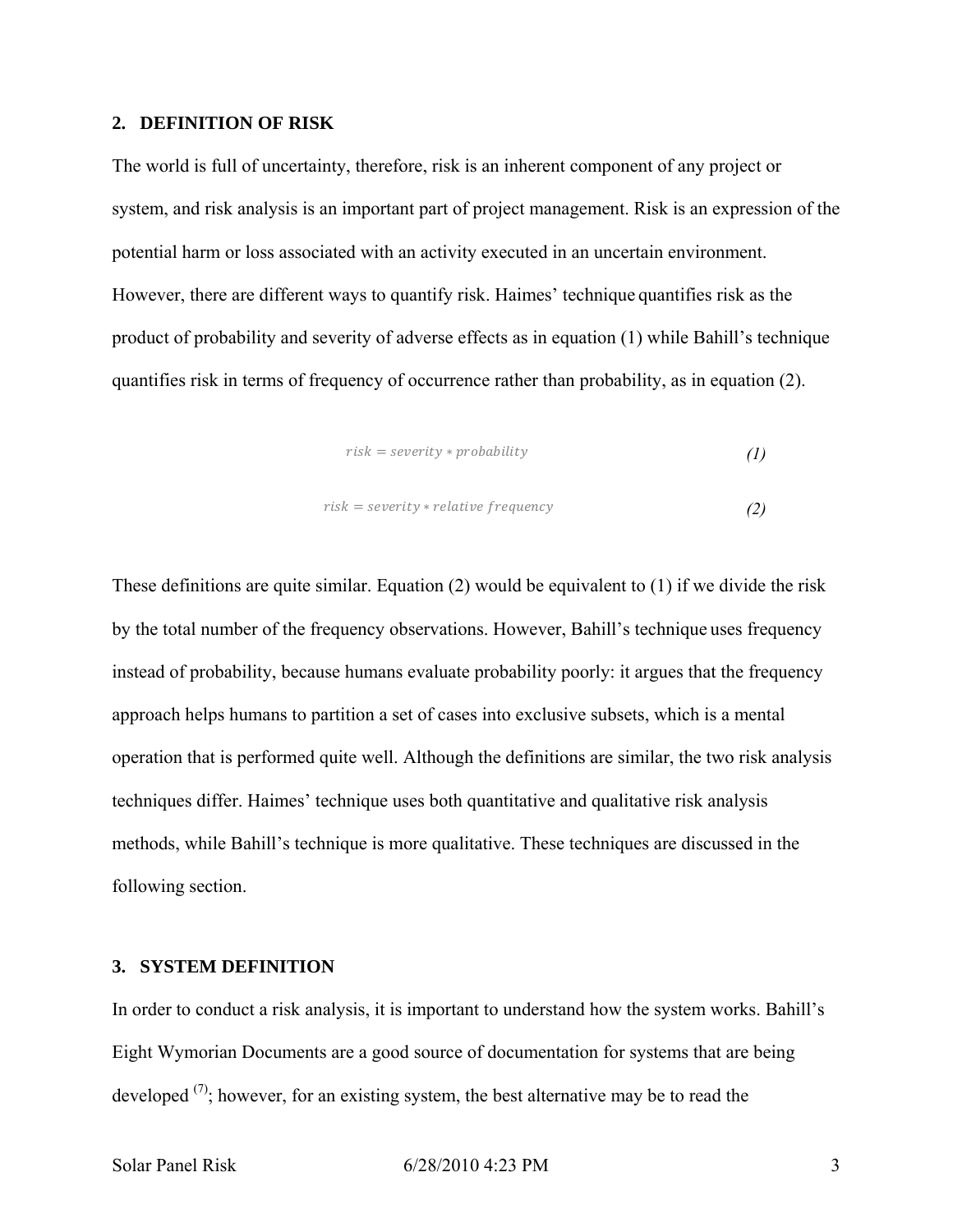## 2. DEFINITION OF RISK

The world is full of uncertainty, therefore, risk is an inherent component of any project or system, and risk analysis is an important part of project management. Risk is an expression of the potential harm or loss associated with an activity executed in an uncertain environment. However, there are different ways to quantify risk. Haimes' technique quantifies risk as the product of probability and severity of adverse effects as in equation (1) while Bahill's technique quantifies risk in terms of frequency of occurrence rather than probability, as in equation (2).

$$risk = severity * probability \tag{1}$$

$$risk = severity * relative\ frequency \tag{2}$$

These definitions are quite similar. Equation (2) would be equivalent to (1) if we divide the risk by the total number of the frequency observations. However, Bahill's technique uses frequency instead of probability, because humans evaluate probability poorly: it argues that the frequency approach helps humans to partition a set of cases into exclusive subsets, which is a mental operation that is performed quite well. Although the definitions are similar, the two risk analysis techniques differ. Haimes' technique uses both quantitative and qualitative risk analysis methods, while Bahill's technique is more qualitative. These techniques are discussed in the following section.

## 3. SYSTEM DEFINITION

In order to conduct a risk analysis, it is important to understand how the system works. Bahill's Eight Wymorian Documents are a good source of documentation for systems that are being developed [(7)]; however, for an existing system, the best alternative may be to read the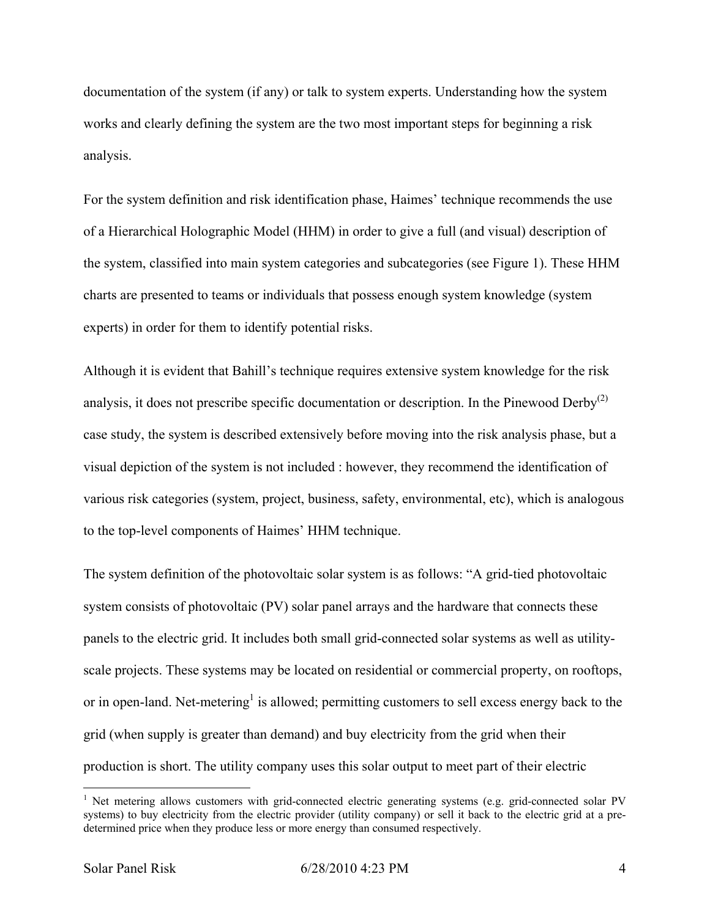documentation of the system (if any) or talk to system experts. Understanding how the system works and clearly defining the system are the two most important steps for beginning a risk analysis.

For the system definition and risk identification phase, Haimes' technique recommends the use of a Hierarchical Holographic Model (HHM) in order to give a full (and visual) description of the system, classified into main system categories and subcategories (see Figure 1). These HHM charts are presented to teams or individuals that possess enough system knowledge (system experts) in order for them to identify potential risks.

Although it is evident that Bahill's technique requires extensive system knowledge for the risk analysis, it does not prescribe specific documentation or description. In the Pinewood Derby[(2)] case study, the system is described extensively before moving into the risk analysis phase, but a visual depiction of the system is not included : however, they recommend the identification of various risk categories (system, project, business, safety, environmental, etc), which is analogous to the top-level components of Haimes' HHM technique.

The system definition of the photovoltaic solar system is as follows: "A grid-tied photovoltaic system consists of photovoltaic (PV) solar panel arrays and the hardware that connects these panels to the electric grid. It includes both small grid-connected solar systems as well as utility-scale projects. These systems may be located on residential or commercial property, on rooftops, or in open-land. Net-metering[1] is allowed; permitting customers to sell excess energy back to the grid (when supply is greater than demand) and buy electricity from the grid when their production is short. The utility company uses this solar output to meet part of their electric

[1] Net metering allows customers with grid-connected electric generating systems (e.g. grid-connected solar PV systems) to buy electricity from the electric provider (utility company) or sell it back to the electric grid at a pre-determined price when they produce less or more energy than consumed respectively.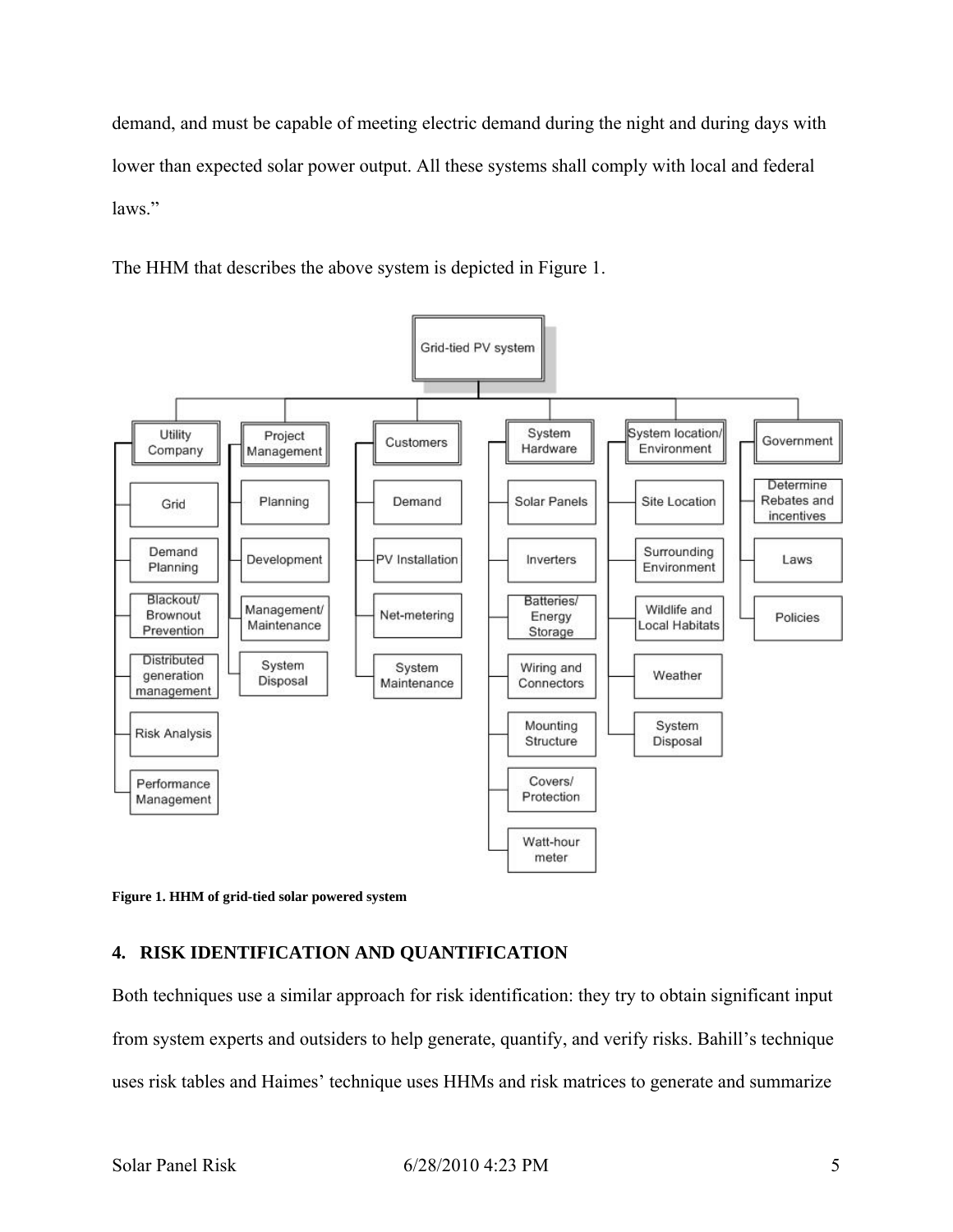demand, and must be capable of meeting electric demand during the night and during days with lower than expected solar power output. All these systems shall comply with local and federal laws."

The HHM that describes the above system is depicted in Figure 1.

**Figure 1. HHM of grid-tied solar powered system**

## 4. RISK IDENTIFICATION AND QUANTIFICATION

Both techniques use a similar approach for risk identification: they try to obtain significant input from system experts and outsiders to help generate, quantify, and verify risks. Bahill's technique uses risk tables and Haimes' technique uses HHMs and risk matrices to generate and summarize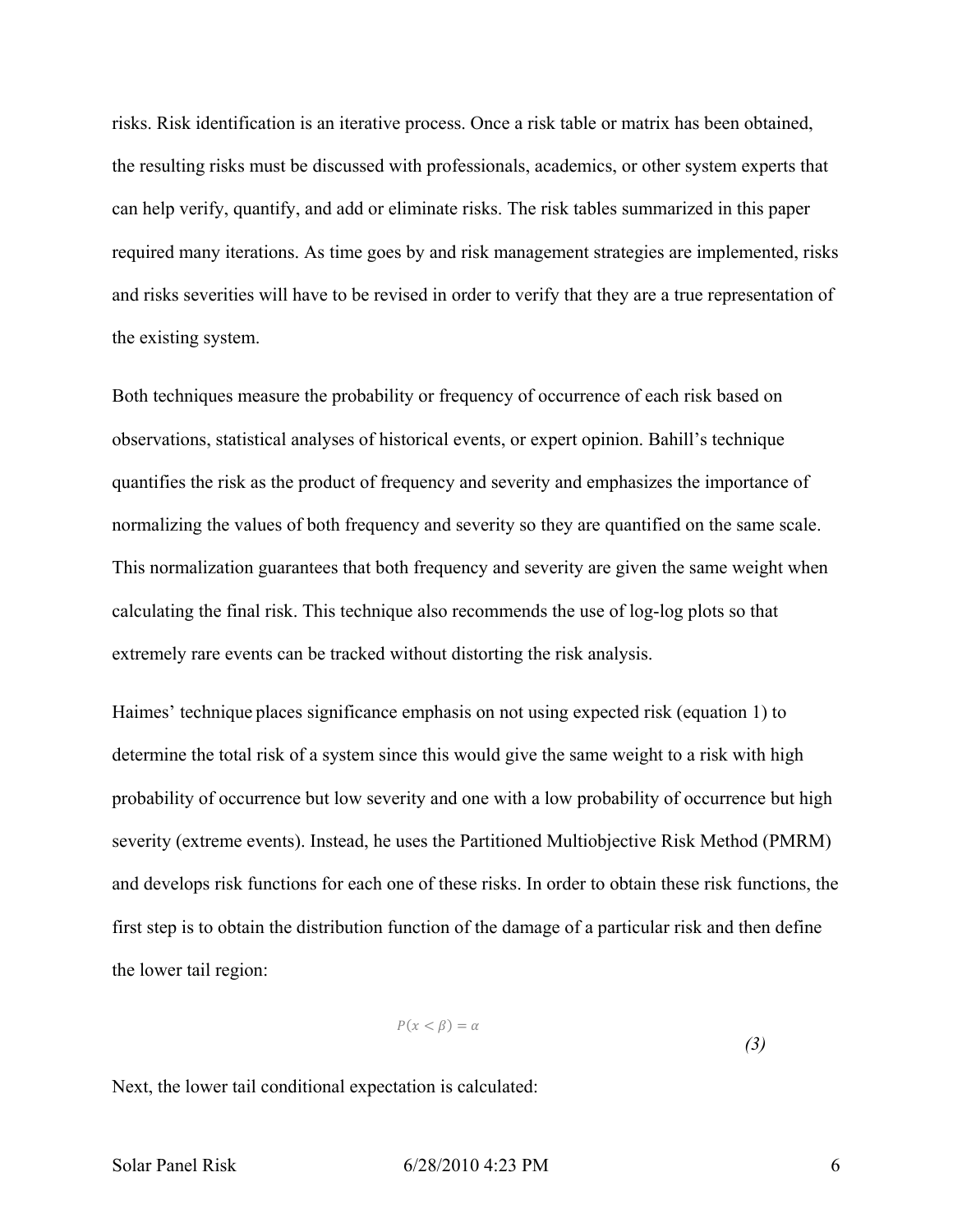risks. Risk identification is an iterative process. Once a risk table or matrix has been obtained, the resulting risks must be discussed with professionals, academics, or other system experts that can help verify, quantify, and add or eliminate risks. The risk tables summarized in this paper required many iterations. As time goes by and risk management strategies are implemented, risks and risks severities will have to be revised in order to verify that they are a true representation of the existing system.

Both techniques measure the probability or frequency of occurrence of each risk based on observations, statistical analyses of historical events, or expert opinion. Bahill's technique quantifies the risk as the product of frequency and severity and emphasizes the importance of normalizing the values of both frequency and severity so they are quantified on the same scale. This normalization guarantees that both frequency and severity are given the same weight when calculating the final risk. This technique also recommends the use of log-log plots so that extremely rare events can be tracked without distorting the risk analysis.

Haimes' technique places significance emphasis on not using expected risk (equation 1) to determine the total risk of a system since this would give the same weight to a risk with high probability of occurrence but low severity and one with a low probability of occurrence but high severity (extreme events). Instead, he uses the Partitioned Multiobjective Risk Method (PMRM) and develops risk functions for each one of these risks. In order to obtain these risk functions, the first step is to obtain the distribution function of the damage of a particular risk and then define the lower tail region:

$$P(x < \beta) = \alpha \tag{3}$$

Next, the lower tail conditional expectation is calculated: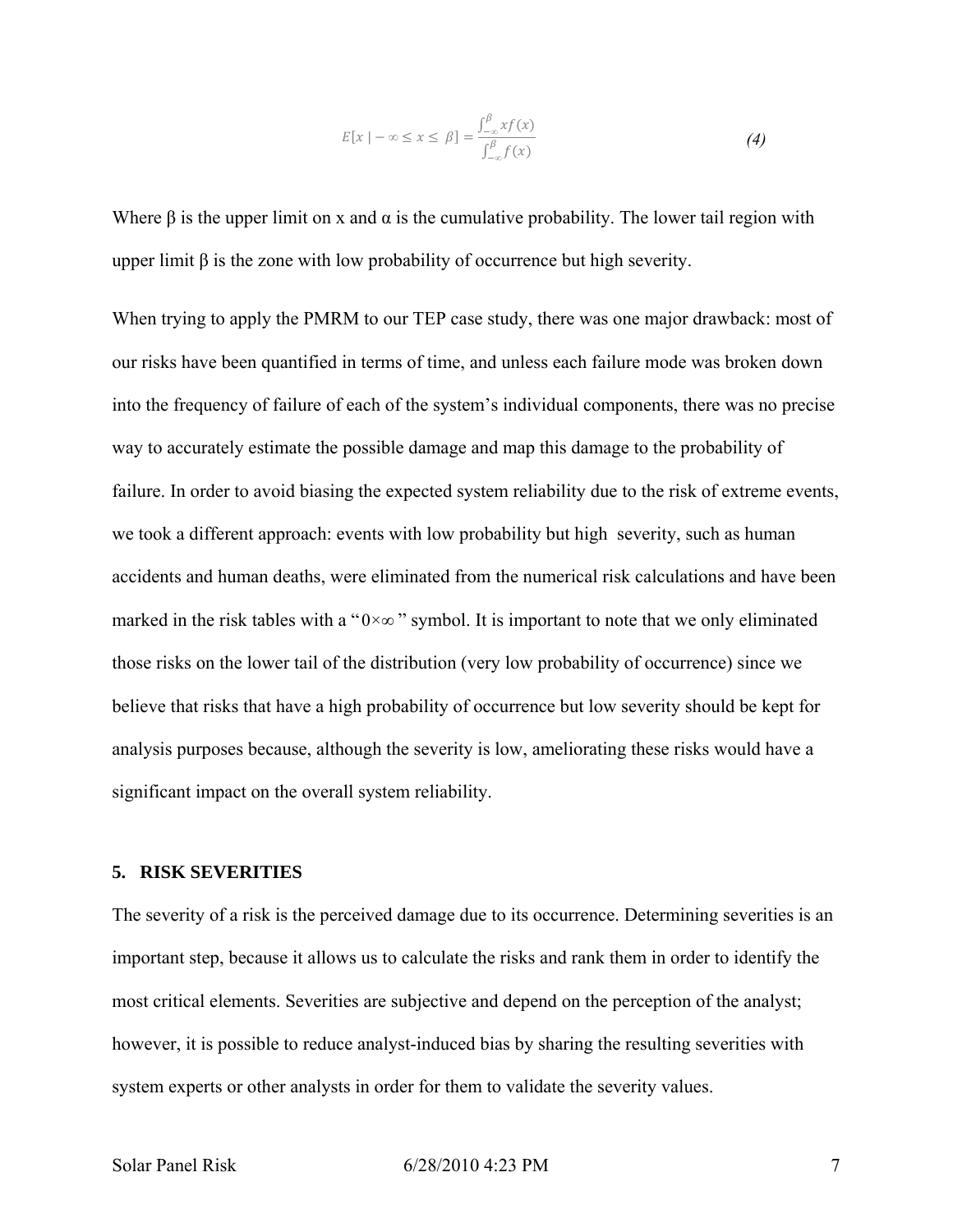$$E[x \mid -\infty \leq x \leq \beta] = \frac{\int_{-\infty}^{\beta} xf(x)}{\int_{-\infty}^{\beta} f(x)} \tag{4}$$

Where β is the upper limit on x and α is the cumulative probability. The lower tail region with upper limit β is the zone with low probability of occurrence but high severity.

When trying to apply the PMRM to our TEP case study, there was one major drawback: most of our risks have been quantified in terms of time, and unless each failure mode was broken down into the frequency of failure of each of the system's individual components, there was no precise way to accurately estimate the possible damage and map this damage to the probability of failure. In order to avoid biasing the expected system reliability due to the risk of extreme events, we took a different approach: events with low probability but high severity, such as human accidents and human deaths, were eliminated from the numerical risk calculations and have been marked in the risk tables with a "$0 \times \infty$" symbol. It is important to note that we only eliminated those risks on the lower tail of the distribution (very low probability of occurrence) since we believe that risks that have a high probability of occurrence but low severity should be kept for analysis purposes because, although the severity is low, ameliorating these risks would have a significant impact on the overall system reliability.

## 5. RISK SEVERITIES

The severity of a risk is the perceived damage due to its occurrence. Determining severities is an important step, because it allows us to calculate the risks and rank them in order to identify the most critical elements. Severities are subjective and depend on the perception of the analyst; however, it is possible to reduce analyst-induced bias by sharing the resulting severities with system experts or other analysts in order for them to validate the severity values.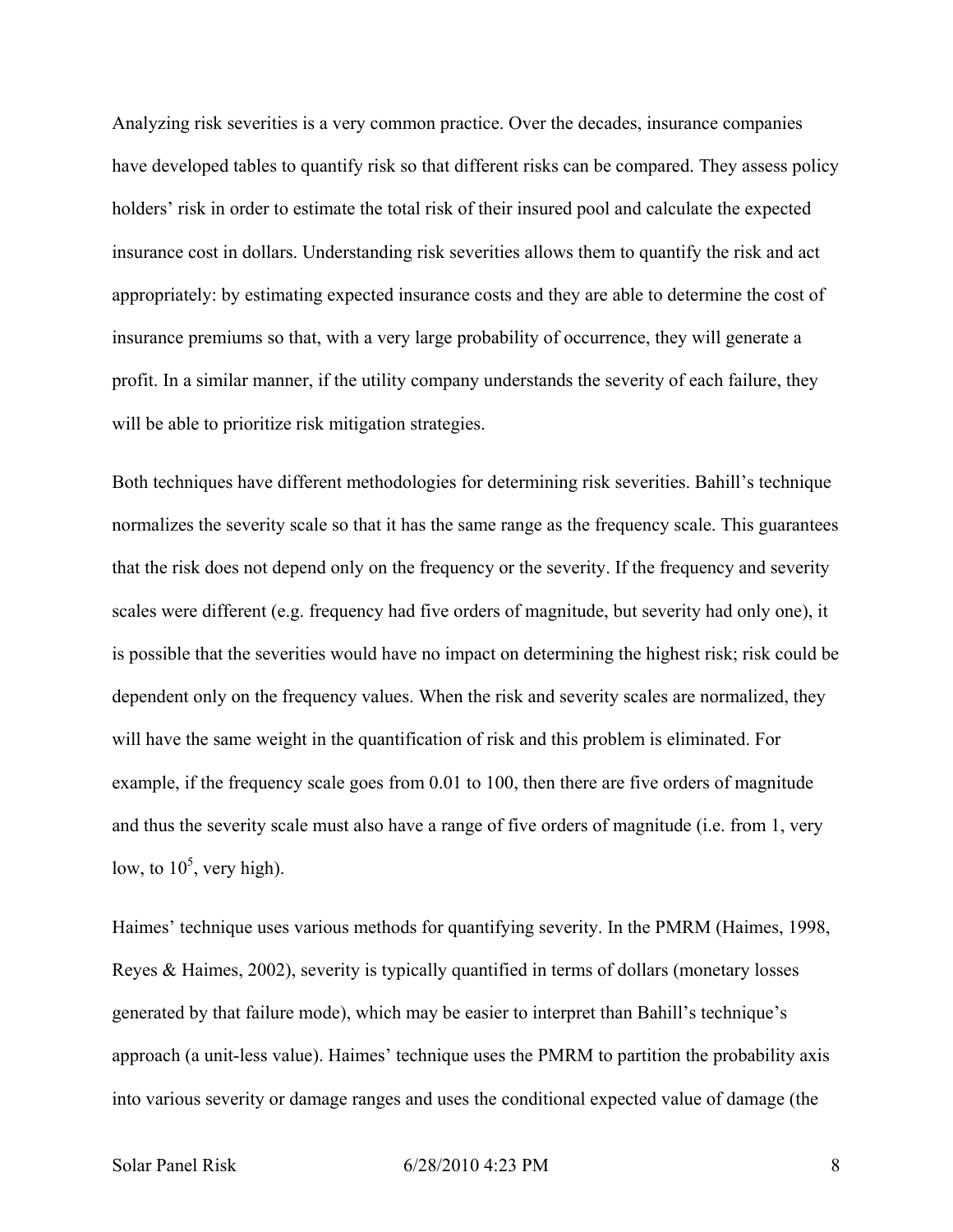Analyzing risk severities is a very common practice. Over the decades, insurance companies have developed tables to quantify risk so that different risks can be compared. They assess policy holders' risk in order to estimate the total risk of their insured pool and calculate the expected insurance cost in dollars. Understanding risk severities allows them to quantify the risk and act appropriately: by estimating expected insurance costs and they are able to determine the cost of insurance premiums so that, with a very large probability of occurrence, they will generate a profit. In a similar manner, if the utility company understands the severity of each failure, they will be able to prioritize risk mitigation strategies.

Both techniques have different methodologies for determining risk severities. Bahill's technique normalizes the severity scale so that it has the same range as the frequency scale. This guarantees that the risk does not depend only on the frequency or the severity. If the frequency and severity scales were different (e.g. frequency had five orders of magnitude, but severity had only one), it is possible that the severities would have no impact on determining the highest risk; risk could be dependent only on the frequency values. When the risk and severity scales are normalized, they will have the same weight in the quantification of risk and this problem is eliminated. For example, if the frequency scale goes from 0.01 to 100, then there are five orders of magnitude and thus the severity scale must also have a range of five orders of magnitude (i.e. from 1, very low, to $10^5$, very high).

Haimes' technique uses various methods for quantifying severity. In the PMRM (Haimes, 1998, Reyes & Haimes, 2002), severity is typically quantified in terms of dollars (monetary losses generated by that failure mode), which may be easier to interpret than Bahill's technique's approach (a unit-less value). Haimes' technique uses the PMRM to partition the probability axis into various severity or damage ranges and uses the conditional expected value of damage (the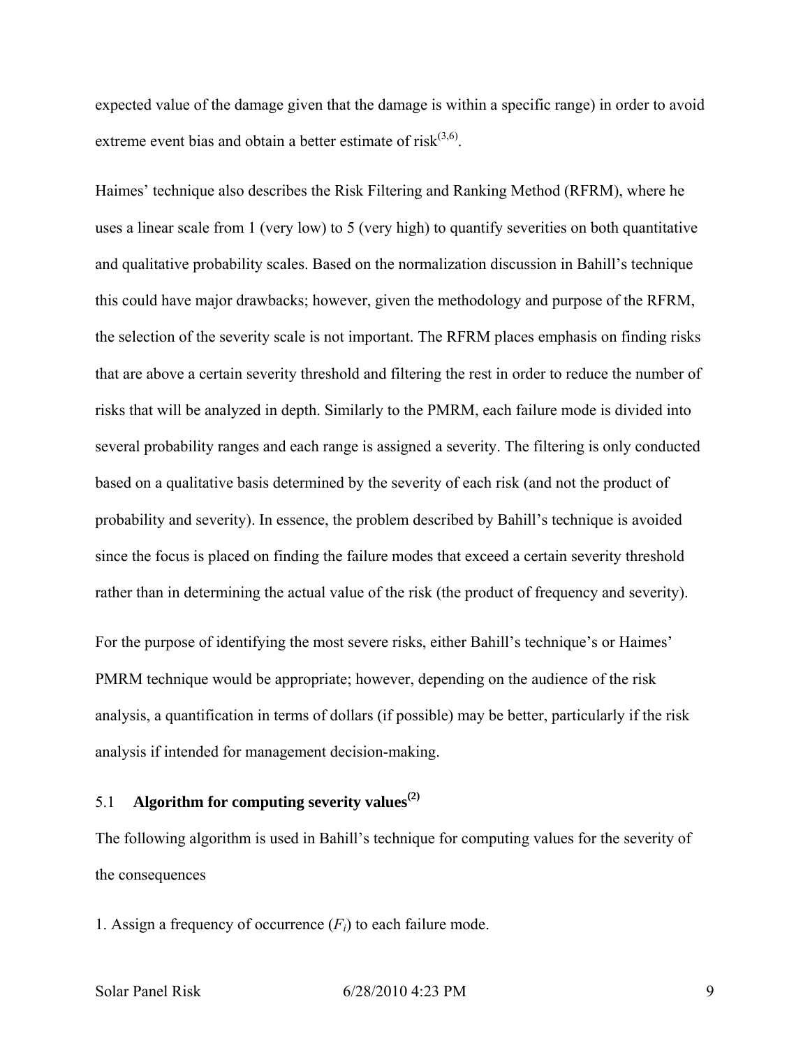expected value of the damage given that the damage is within a specific range) in order to avoid extreme event bias and obtain a better estimate of risk[3,6].

Haimes' technique also describes the Risk Filtering and Ranking Method (RFRM), where he uses a linear scale from 1 (very low) to 5 (very high) to quantify severities on both quantitative and qualitative probability scales. Based on the normalization discussion in Bahill's technique this could have major drawbacks; however, given the methodology and purpose of the RFRM, the selection of the severity scale is not important. The RFRM places emphasis on finding risks that are above a certain severity threshold and filtering the rest in order to reduce the number of risks that will be analyzed in depth. Similarly to the PMRM, each failure mode is divided into several probability ranges and each range is assigned a severity. The filtering is only conducted based on a qualitative basis determined by the severity of each risk (and not the product of probability and severity). In essence, the problem described by Bahill's technique is avoided since the focus is placed on finding the failure modes that exceed a certain severity threshold rather than in determining the actual value of the risk (the product of frequency and severity).

For the purpose of identifying the most severe risks, either Bahill's technique's or Haimes' PMRM technique would be appropriate; however, depending on the audience of the risk analysis, a quantification in terms of dollars (if possible) may be better, particularly if the risk analysis if intended for management decision-making.

## 5.1 Algorithm for computing severity values[2]

The following algorithm is used in Bahill's technique for computing values for the severity of the consequences

1. Assign a frequency of occurrence ($F_i$) to each failure mode.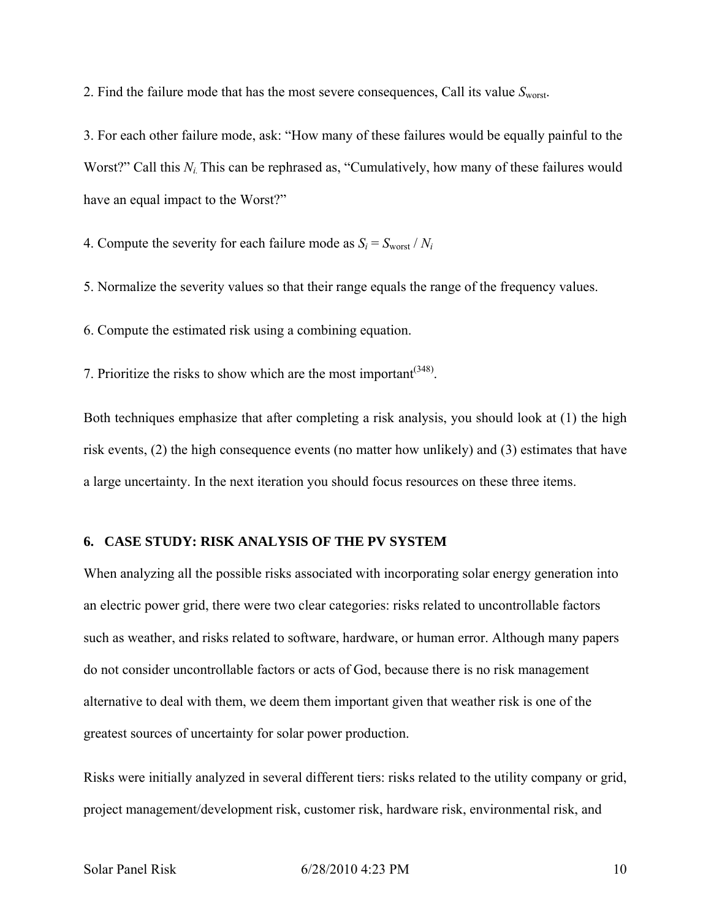2. Find the failure mode that has the most severe consequences, Call its value $S_{worst}$.

3. For each other failure mode, ask: "How many of these failures would be equally painful to the Worst?" Call this $N_i$. This can be rephrased as, "Cumulatively, how many of these failures would have an equal impact to the Worst?"

4. Compute the severity for each failure mode as $S_i = S_{worst} / N_i$

5. Normalize the severity values so that their range equals the range of the frequency values.

6. Compute the estimated risk using a combining equation.

7. Prioritize the risks to show which are the most important[348].

Both techniques emphasize that after completing a risk analysis, you should look at (1) the high risk events, (2) the high consequence events (no matter how unlikely) and (3) estimates that have a large uncertainty. In the next iteration you should focus resources on these three items.

## 6. CASE STUDY: RISK ANALYSIS OF THE PV SYSTEM

When analyzing all the possible risks associated with incorporating solar energy generation into an electric power grid, there were two clear categories: risks related to uncontrollable factors such as weather, and risks related to software, hardware, or human error. Although many papers do not consider uncontrollable factors or acts of God, because there is no risk management alternative to deal with them, we deem them important given that weather risk is one of the greatest sources of uncertainty for solar power production.

Risks were initially analyzed in several different tiers: risks related to the utility company or grid, project management/development risk, customer risk, hardware risk, environmental risk, and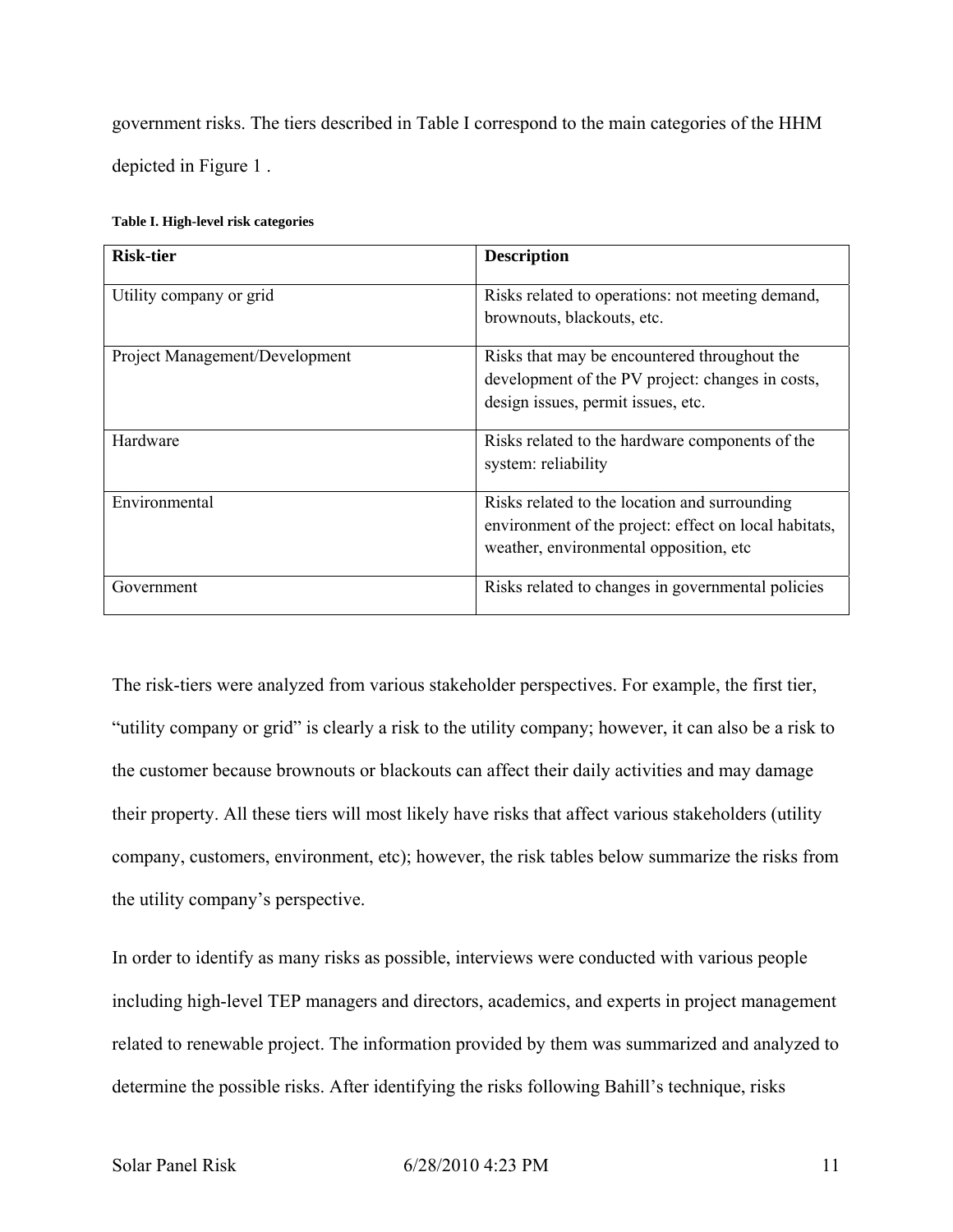government risks. The tiers described in Table I correspond to the main categories of the HHM depicted in Figure 1 .

**Table I. High-level risk categories**

| **Risk-tier** | **Description** |
|---|---|
| Utility company or grid | Risks related to operations: not meeting demand, brownouts, blackouts, etc. |
| Project Management/Development | Risks that may be encountered throughout the development of the PV project: changes in costs, design issues, permit issues, etc. |
| Hardware | Risks related to the hardware components of the system: reliability |
| Environmental | Risks related to the location and surrounding environment of the project: effect on local habitats, weather, environmental opposition, etc |
| Government | Risks related to changes in governmental policies |

The risk-tiers were analyzed from various stakeholder perspectives. For example, the first tier, "utility company or grid" is clearly a risk to the utility company; however, it can also be a risk to the customer because brownouts or blackouts can affect their daily activities and may damage their property. All these tiers will most likely have risks that affect various stakeholders (utility company, customers, environment, etc); however, the risk tables below summarize the risks from the utility company's perspective.

In order to identify as many risks as possible, interviews were conducted with various people including high-level TEP managers and directors, academics, and experts in project management related to renewable project. The information provided by them was summarized and analyzed to determine the possible risks. After identifying the risks following Bahill's technique, risks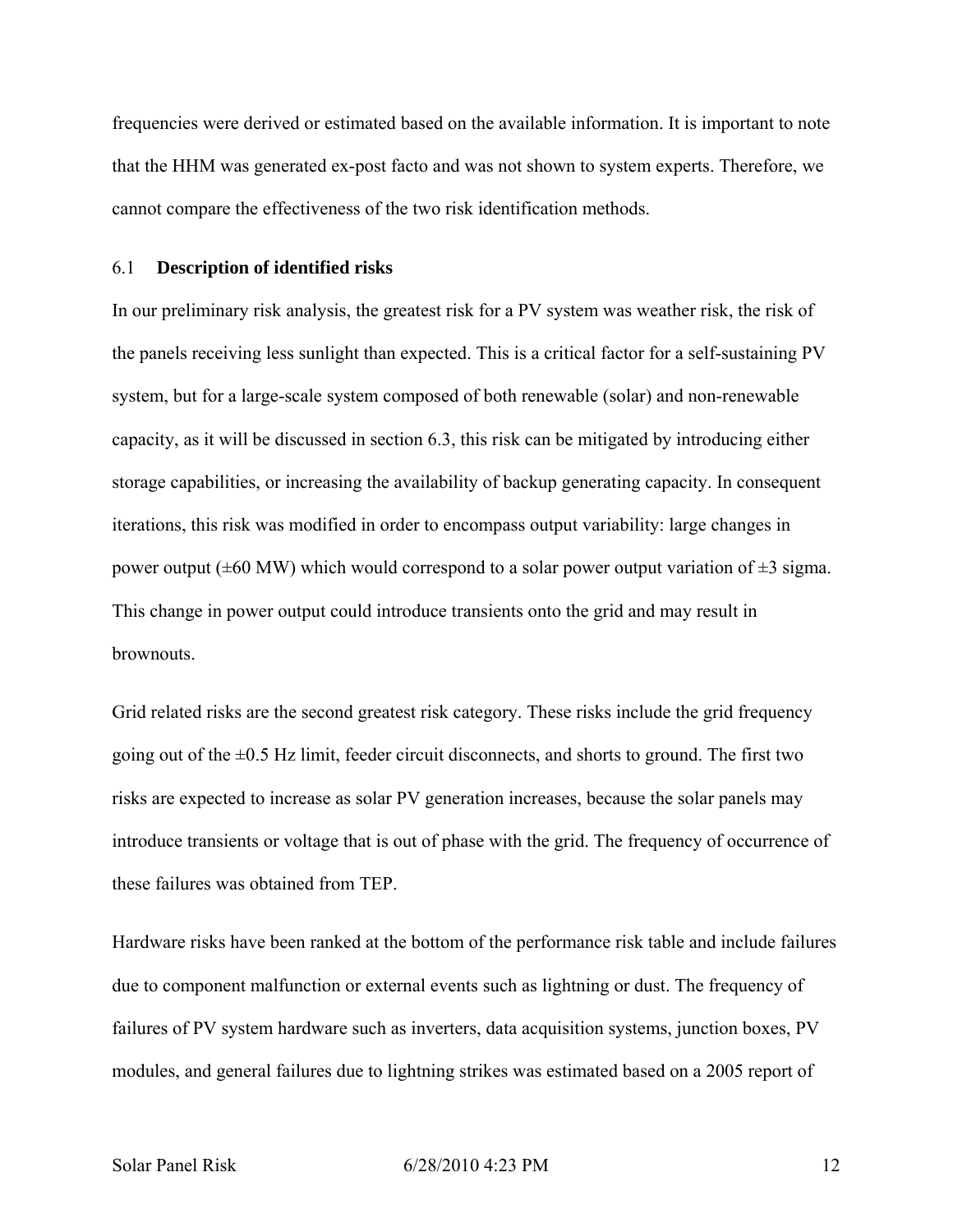frequencies were derived or estimated based on the available information. It is important to note that the HHM was generated ex-post facto and was not shown to system experts. Therefore, we cannot compare the effectiveness of the two risk identification methods.

### 6.1 Description of identified risks

In our preliminary risk analysis, the greatest risk for a PV system was weather risk, the risk of the panels receiving less sunlight than expected. This is a critical factor for a self-sustaining PV system, but for a large-scale system composed of both renewable (solar) and non-renewable capacity, as it will be discussed in section 6.3, this risk can be mitigated by introducing either storage capabilities, or increasing the availability of backup generating capacity. In consequent iterations, this risk was modified in order to encompass output variability: large changes in power output (±60 MW) which would correspond to a solar power output variation of ±3 sigma. This change in power output could introduce transients onto the grid and may result in brownouts.

Grid related risks are the second greatest risk category. These risks include the grid frequency going out of the ±0.5 Hz limit, feeder circuit disconnects, and shorts to ground. The first two risks are expected to increase as solar PV generation increases, because the solar panels may introduce transients or voltage that is out of phase with the grid. The frequency of occurrence of these failures was obtained from TEP.

Hardware risks have been ranked at the bottom of the performance risk table and include failures due to component malfunction or external events such as lightning or dust. The frequency of failures of PV system hardware such as inverters, data acquisition systems, junction boxes, PV modules, and general failures due to lightning strikes was estimated based on a 2005 report of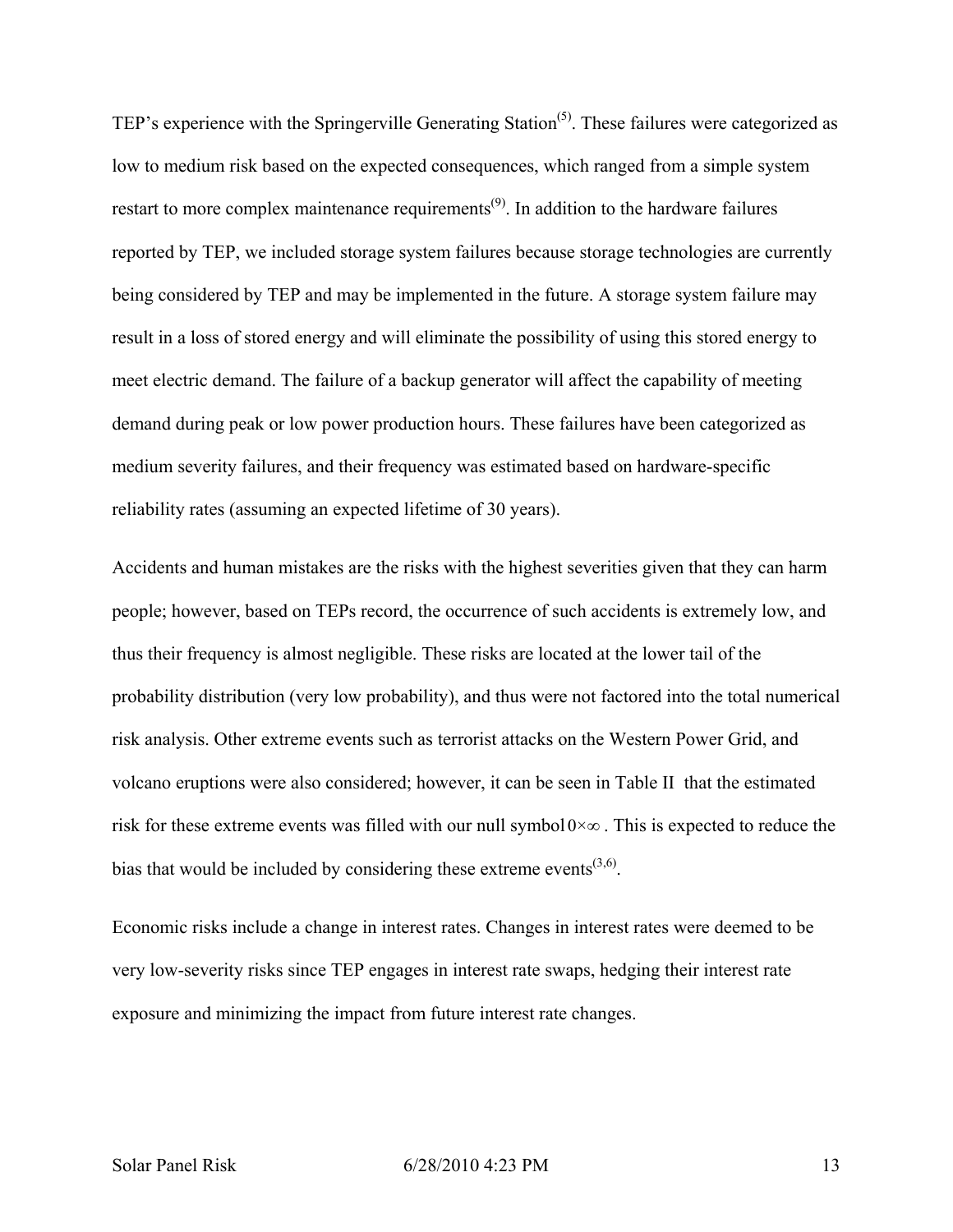TEP's experience with the Springerville Generating Station[5]. These failures were categorized as low to medium risk based on the expected consequences, which ranged from a simple system restart to more complex maintenance requirements[9]. In addition to the hardware failures reported by TEP, we included storage system failures because storage technologies are currently being considered by TEP and may be implemented in the future. A storage system failure may result in a loss of stored energy and will eliminate the possibility of using this stored energy to meet electric demand. The failure of a backup generator will affect the capability of meeting demand during peak or low power production hours. These failures have been categorized as medium severity failures, and their frequency was estimated based on hardware-specific reliability rates (assuming an expected lifetime of 30 years).

Accidents and human mistakes are the risks with the highest severities given that they can harm people; however, based on TEPs record, the occurrence of such accidents is extremely low, and thus their frequency is almost negligible. These risks are located at the lower tail of the probability distribution (very low probability), and thus were not factored into the total numerical risk analysis. Other extreme events such as terrorist attacks on the Western Power Grid, and volcano eruptions were also considered; however, it can be seen in Table II that the estimated risk for these extreme events was filled with our null symbol $0 \times \infty$. This is expected to reduce the bias that would be included by considering these extreme events[3,6].

Economic risks include a change in interest rates. Changes in interest rates were deemed to be very low-severity risks since TEP engages in interest rate swaps, hedging their interest rate exposure and minimizing the impact from future interest rate changes.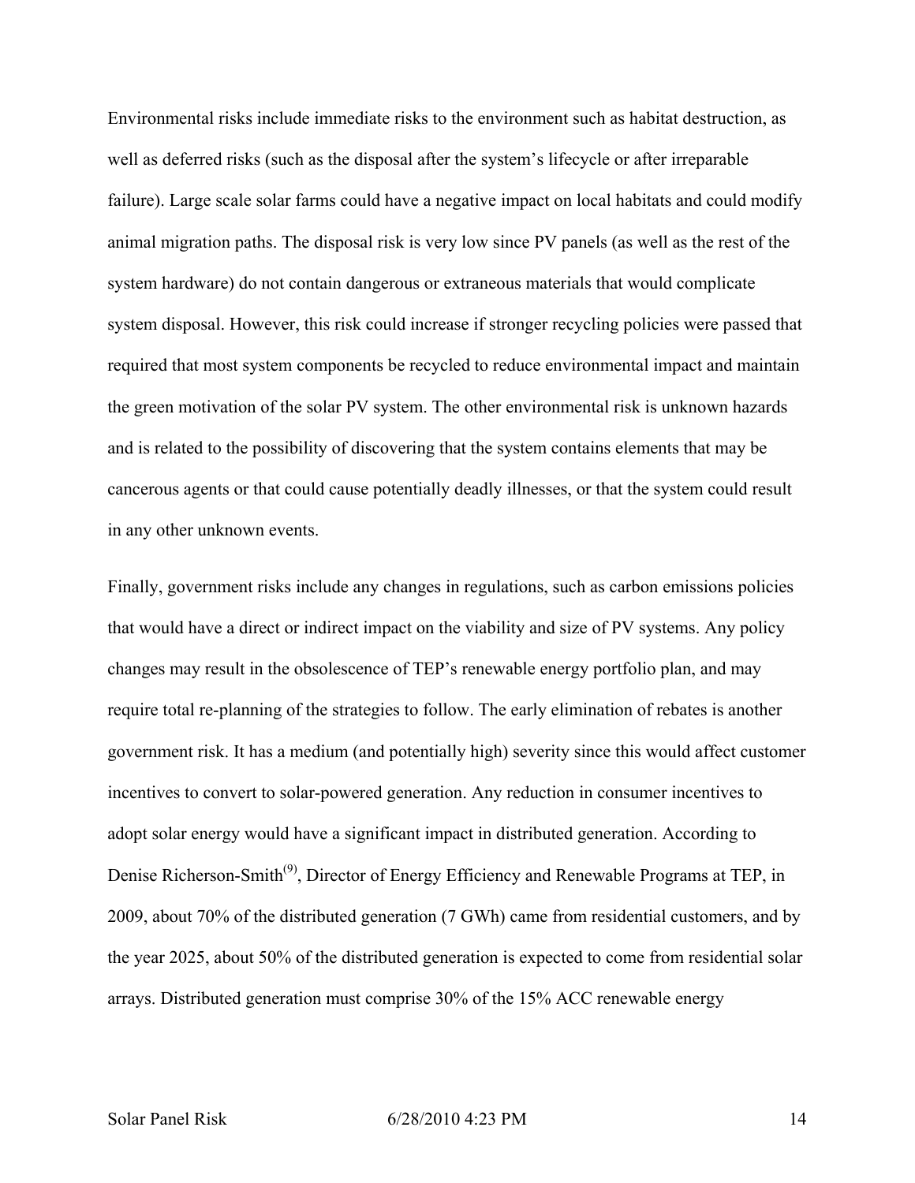Environmental risks include immediate risks to the environment such as habitat destruction, as well as deferred risks (such as the disposal after the system's lifecycle or after irreparable failure). Large scale solar farms could have a negative impact on local habitats and could modify animal migration paths. The disposal risk is very low since PV panels (as well as the rest of the system hardware) do not contain dangerous or extraneous materials that would complicate system disposal. However, this risk could increase if stronger recycling policies were passed that required that most system components be recycled to reduce environmental impact and maintain the green motivation of the solar PV system. The other environmental risk is unknown hazards and is related to the possibility of discovering that the system contains elements that may be cancerous agents or that could cause potentially deadly illnesses, or that the system could result in any other unknown events.

Finally, government risks include any changes in regulations, such as carbon emissions policies that would have a direct or indirect impact on the viability and size of PV systems. Any policy changes may result in the obsolescence of TEP's renewable energy portfolio plan, and may require total re-planning of the strategies to follow. The early elimination of rebates is another government risk. It has a medium (and potentially high) severity since this would affect customer incentives to convert to solar-powered generation. Any reduction in consumer incentives to adopt solar energy would have a significant impact in distributed generation. According to Denise Richerson-Smith(9), Director of Energy Efficiency and Renewable Programs at TEP, in 2009, about 70% of the distributed generation (7 GWh) came from residential customers, and by the year 2025, about 50% of the distributed generation is expected to come from residential solar arrays. Distributed generation must comprise 30% of the 15% ACC renewable energy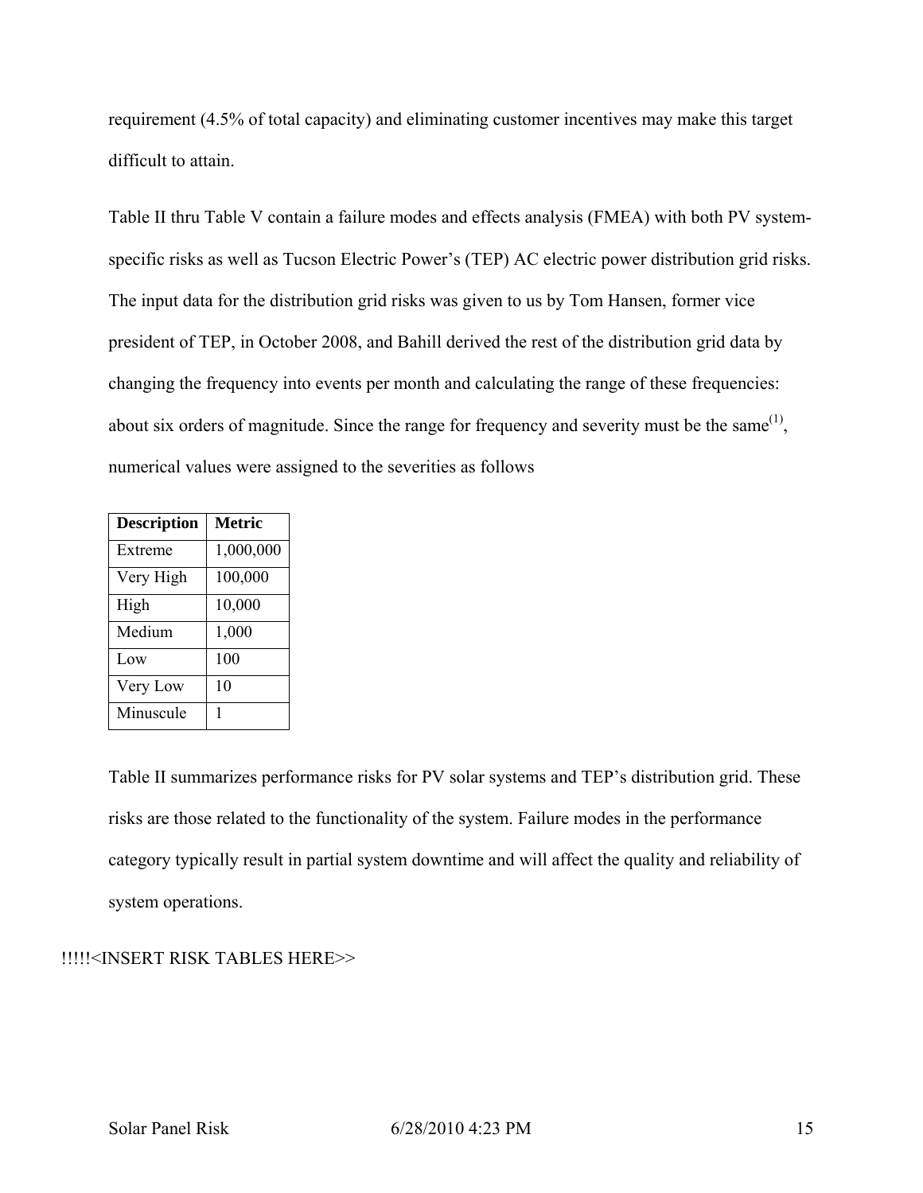requirement (4.5% of total capacity) and eliminating customer incentives may make this target difficult to attain.

Table II thru Table V contain a failure modes and effects analysis (FMEA) with both PV system-specific risks as well as Tucson Electric Power's (TEP) AC electric power distribution grid risks. The input data for the distribution grid risks was given to us by Tom Hansen, former vice president of TEP, in October 2008, and Bahill derived the rest of the distribution grid data by changing the frequency into events per month and calculating the range of these frequencies: about six orders of magnitude. Since the range for frequency and severity must be the same(1), numerical values were assigned to the severities as follows

| Description | Metric |
|---|---|
| Extreme | 1,000,000 |
| Very High | 100,000 |
| High | 10,000 |
| Medium | 1,000 |
| Low | 100 |
| Very Low | 10 |
| Minuscule | 1 |

Table II summarizes performance risks for PV solar systems and TEP's distribution grid. These risks are those related to the functionality of the system. Failure modes in the performance category typically result in partial system downtime and will affect the quality and reliability of system operations.

!!!!!<INSERT RISK TABLES HERE>>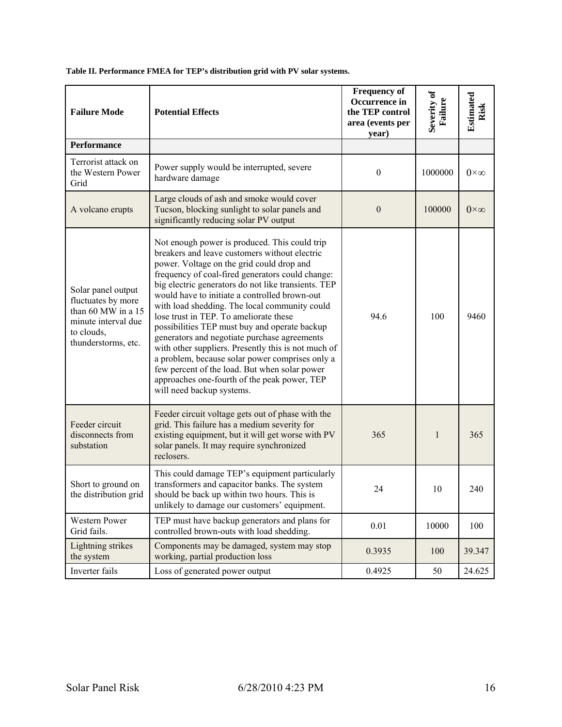**Table II. Performance FMEA for TEP's distribution grid with PV solar systems.**

| Failure Mode | Potential Effects | Frequency of Occurrence in the TEP control area (events per year) | Severity of Failure | Estimated Risk |
|---|---|---|---|---|
| **Performance** | | | | |
| Terrorist attack on the Western Power Grid | Power supply would be interrupted, severe hardware damage | 0 | 1000000 | $0{\times}\infty$ |
| A volcano erupts | Large clouds of ash and smoke would cover Tucson, blocking sunlight to solar panels and significantly reducing solar PV output | 0 | 100000 | $0{\times}\infty$ |
| Solar panel output fluctuates by more than 60 MW in a 15 minute interval due to clouds, thunderstorms, etc. | Not enough power is produced. This could trip breakers and leave customers without electric power. Voltage on the grid could drop and frequency of coal-fired generators could change: big electric generators do not like transients. TEP would have to initiate a controlled brown-out with load shedding. The local community could lose trust in TEP. To ameliorate these possibilities TEP must buy and operate backup generators and negotiate purchase agreements with other suppliers. Presently this is not much of a problem, because solar power comprises only a few percent of the load. But when solar power approaches one-fourth of the peak power, TEP will need backup systems. | 94.6 | 100 | 9460 |
| Feeder circuit disconnects from substation | Feeder circuit voltage gets out of phase with the grid. This failure has a medium severity for existing equipment, but it will get worse with PV solar panels. It may require synchronized reclosers. | 365 | 1 | 365 |
| Short to ground on the distribution grid | This could damage TEP's equipment particularly transformers and capacitor banks. The system should be back up within two hours. This is unlikely to damage our customers' equipment. | 24 | 10 | 240 |
| Western Power Grid fails. | TEP must have backup generators and plans for controlled brown-outs with load shedding. | 0.01 | 10000 | 100 |
| Lightning strikes the system | Components may be damaged, system may stop working, partial production loss | 0.3935 | 100 | 39.347 |
| Inverter fails | Loss of generated power output | 0.4925 | 50 | 24.625 |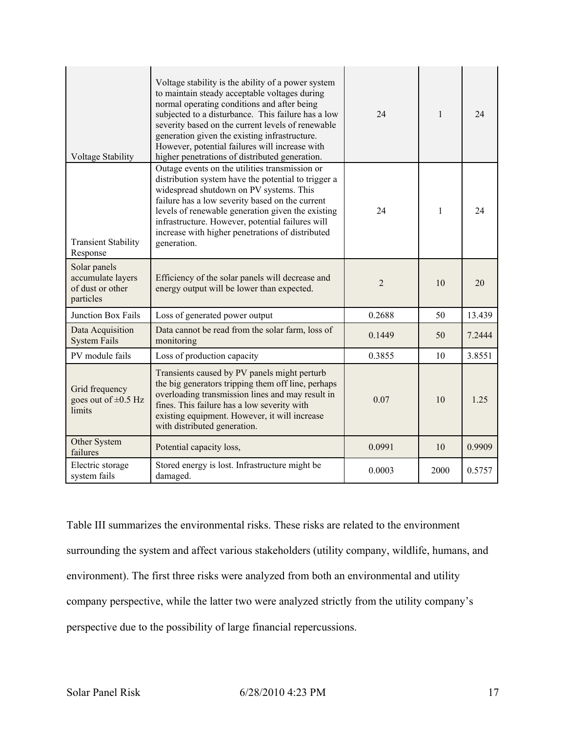| | | | | |
|---|---|---|---|---|
| Voltage Stability | Voltage stability is the ability of a power system to maintain steady acceptable voltages during normal operating conditions and after being subjected to a disturbance. This failure has a low severity based on the current levels of renewable generation given the existing infrastructure. However, potential failures will increase with higher penetrations of distributed generation. | 24 | 1 | 24 |
| Transient Stability Response | Outage events on the utilities transmission or distribution system have the potential to trigger a widespread shutdown on PV systems. This failure has a low severity based on the current levels of renewable generation given the existing infrastructure. However, potential failures will increase with higher penetrations of distributed generation. | 24 | 1 | 24 |
| Solar panels accumulate layers of dust or other particles | Efficiency of the solar panels will decrease and energy output will be lower than expected. | 2 | 10 | 20 |
| Junction Box Fails | Loss of generated power output | 0.2688 | 50 | 13.439 |
| Data Acquisition System Fails | Data cannot be read from the solar farm, loss of monitoring | 0.1449 | 50 | 7.2444 |
| PV module fails | Loss of production capacity | 0.3855 | 10 | 3.8551 |
| Grid frequency goes out of ±0.5 Hz limits | Transients caused by PV panels might perturb the big generators tripping them off line, perhaps overloading transmission lines and may result in fines. This failure has a low severity with existing equipment. However, it will increase with distributed generation. | 0.07 | 10 | 1.25 |
| Other System failures | Potential capacity loss, | 0.0991 | 10 | 0.9909 |
| Electric storage system fails | Stored energy is lost. Infrastructure might be damaged. | 0.0003 | 2000 | 0.5757 |

Table III summarizes the environmental risks. These risks are related to the environment surrounding the system and affect various stakeholders (utility company, wildlife, humans, and environment). The first three risks were analyzed from both an environmental and utility company perspective, while the latter two were analyzed strictly from the utility company's perspective due to the possibility of large financial repercussions.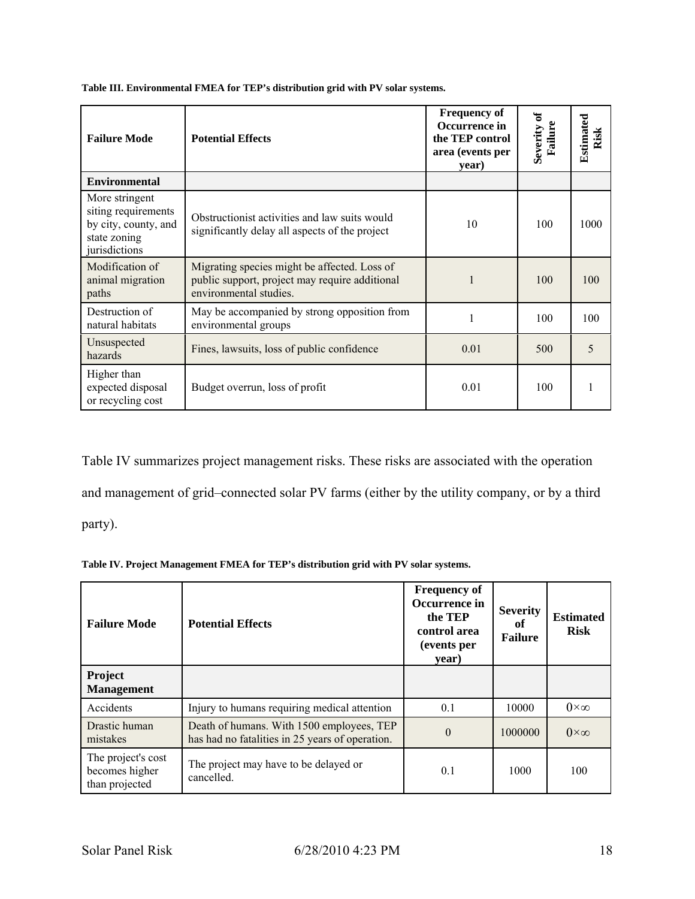**Table III. Environmental FMEA for TEP's distribution grid with PV solar systems.**

| Failure Mode | Potential Effects | Frequency of Occurrence in the TEP control area (events per year) | Severity of Failure | Estimated Risk |
|---|---|---|---|---|
| **Environmental** | | | | |
| More stringent siting requirements by city, county, and state zoning jurisdictions | Obstructionist activities and law suits would significantly delay all aspects of the project | 10 | 100 | 1000 |
| Modification of animal migration paths | Migrating species might be affected. Loss of public support, project may require additional environmental studies. | 1 | 100 | 100 |
| Destruction of natural habitats | May be accompanied by strong opposition from environmental groups | 1 | 100 | 100 |
| Unsuspected hazards | Fines, lawsuits, loss of public confidence | 0.01 | 500 | 5 |
| Higher than expected disposal or recycling cost | Budget overrun, loss of profit | 0.01 | 100 | 1 |

Table IV summarizes project management risks. These risks are associated with the operation and management of grid–connected solar PV farms (either by the utility company, or by a third party).

**Table IV. Project Management FMEA for TEP's distribution grid with PV solar systems.**

| Failure Mode | Potential Effects | Frequency of Occurrence in the TEP control area (events per year) | Severity of Failure | Estimated Risk |
|---|---|---|---|---|
| **Project Management** | | | | |
| Accidents | Injury to humans requiring medical attention | 0.1 | 10000 | $0\times\infty$ |
| Drastic human mistakes | Death of humans. With 1500 employees, TEP has had no fatalities in 25 years of operation. | 0 | 1000000 | $0\times\infty$ |
| The project's cost becomes higher than projected | The project may have to be delayed or cancelled. | 0.1 | 1000 | 100 |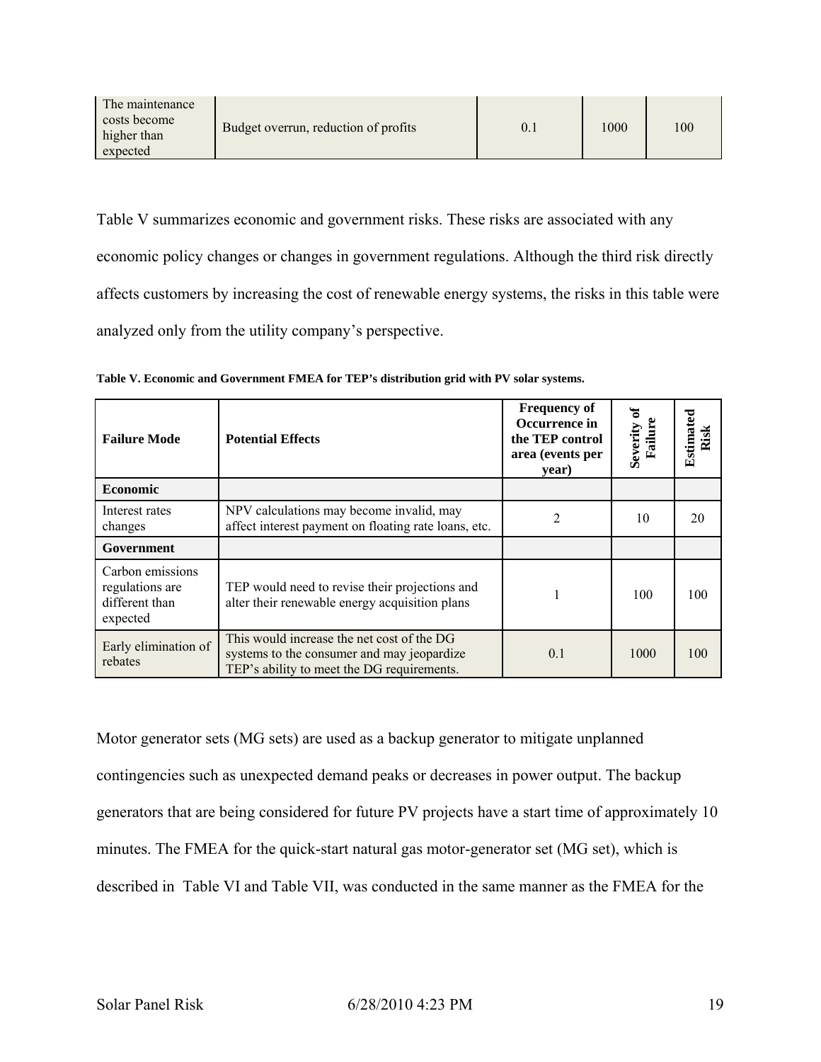| The maintenance costs become higher than expected | Budget overrun, reduction of profits | 0.1 | 1000 | 100 |
|---|---|---|---|---|

Table V summarizes economic and government risks. These risks are associated with any economic policy changes or changes in government regulations. Although the third risk directly affects customers by increasing the cost of renewable energy systems, the risks in this table were analyzed only from the utility company's perspective.

**Table V. Economic and Government FMEA for TEP's distribution grid with PV solar systems.**

| Failure Mode | Potential Effects | Frequency of Occurrence in the TEP control area (events per year) | Severity of Failure | Estimated Risk |
|---|---|---|---|---|
| **Economic** | | | | |
| Interest rates changes | NPV calculations may become invalid, may affect interest payment on floating rate loans, etc. | 2 | 10 | 20 |
| **Government** | | | | |
| Carbon emissions regulations are different than expected | TEP would need to revise their projections and alter their renewable energy acquisition plans | 1 | 100 | 100 |
| Early elimination of rebates | This would increase the net cost of the DG systems to the consumer and may jeopardize TEP's ability to meet the DG requirements. | 0.1 | 1000 | 100 |

Motor generator sets (MG sets) are used as a backup generator to mitigate unplanned contingencies such as unexpected demand peaks or decreases in power output. The backup generators that are being considered for future PV projects have a start time of approximately 10 minutes. The FMEA for the quick-start natural gas motor-generator set (MG set), which is described in Table VI and Table VII, was conducted in the same manner as the FMEA for the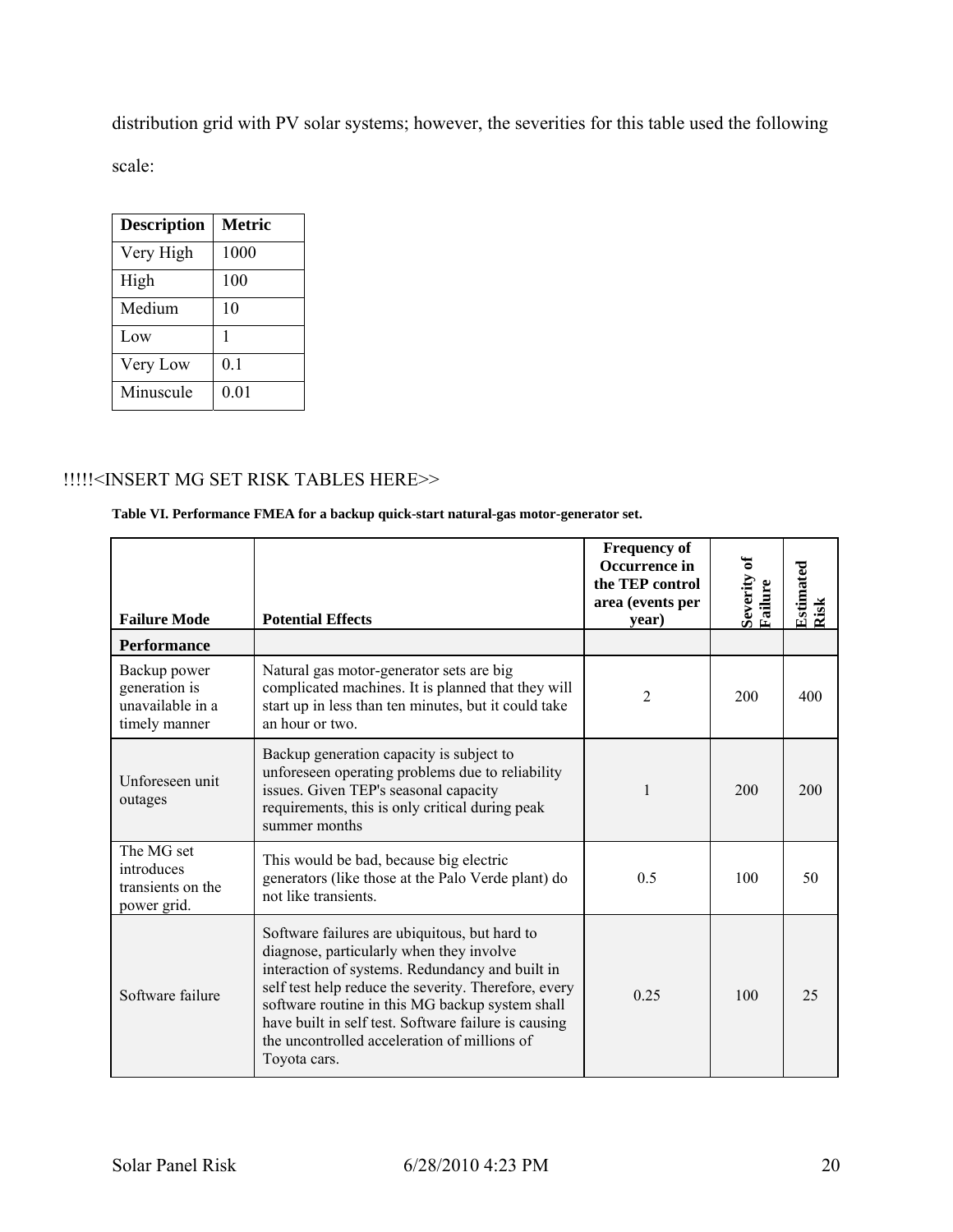distribution grid with PV solar systems; however, the severities for this table used the following scale:

| Description | Metric |
|---|---|
| Very High | 1000 |
| High | 100 |
| Medium | 10 |
| Low | 1 |
| Very Low | 0.1 |
| Minuscule | 0.01 |

!!!!!<INSERT MG SET RISK TABLES HERE>>

**Table VI. Performance FMEA for a backup quick-start natural-gas motor-generator set.**

| Failure Mode | Potential Effects | Frequency of Occurrence in the TEP control area (events per year) | Severity of Failure | Estimated Risk |
|---|---|---|---|---|
| **Performance** | | | | |
| Backup power generation is unavailable in a timely manner | Natural gas motor-generator sets are big complicated machines. It is planned that they will start up in less than ten minutes, but it could take an hour or two. | 2 | 200 | 400 |
| Unforeseen unit outages | Backup generation capacity is subject to unforeseen operating problems due to reliability issues. Given TEP's seasonal capacity requirements, this is only critical during peak summer months | 1 | 200 | 200 |
| The MG set introduces transients on the power grid. | This would be bad, because big electric generators (like those at the Palo Verde plant) do not like transients. | 0.5 | 100 | 50 |
| Software failure | Software failures are ubiquitous, but hard to diagnose, particularly when they involve interaction of systems. Redundancy and built in self test help reduce the severity. Therefore, every software routine in this MG backup system shall have built in self test. Software failure is causing the uncontrolled acceleration of millions of Toyota cars. | 0.25 | 100 | 25 |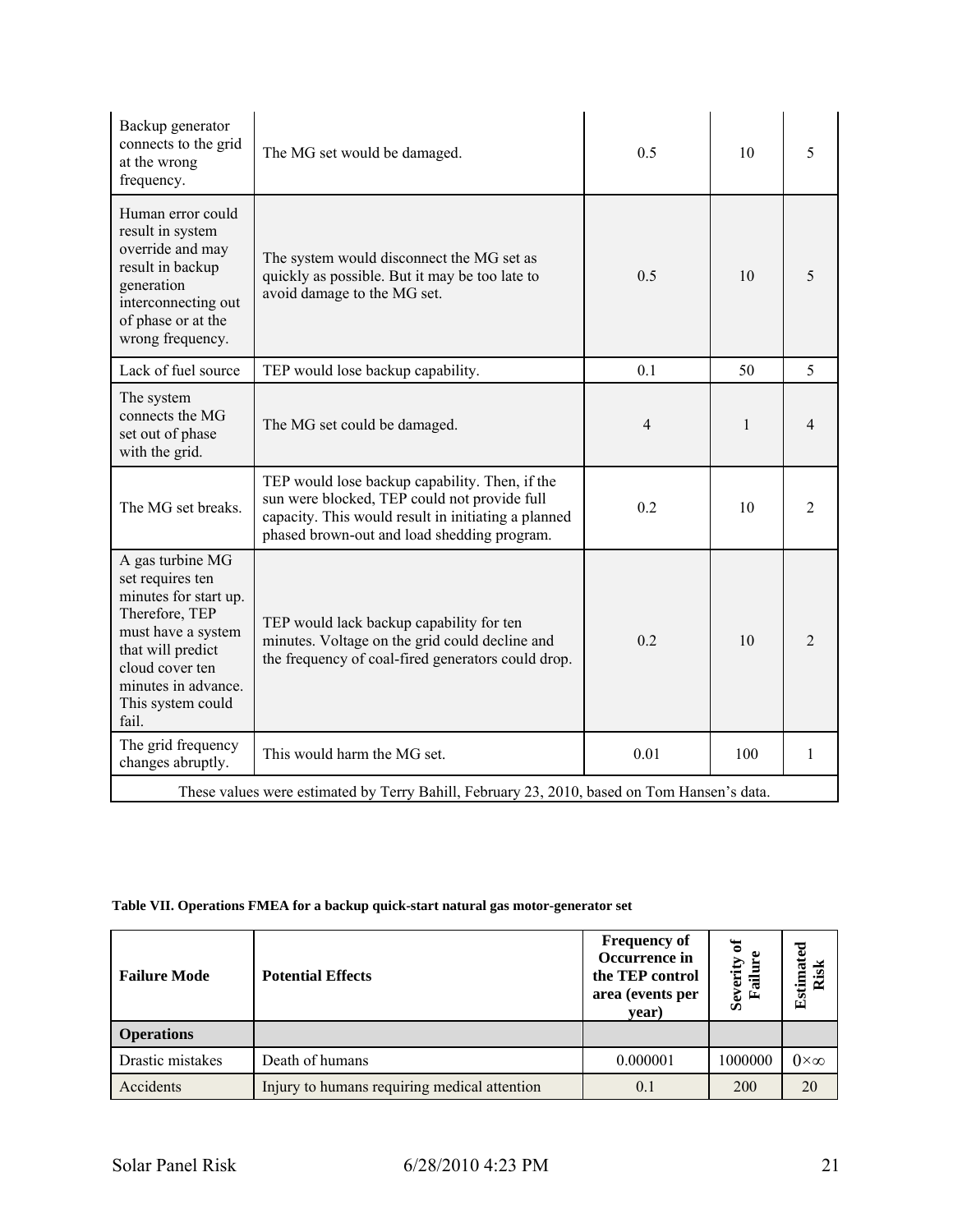| | | | | |
|---|---|---|---|---|
| Backup generator connects to the grid at the wrong frequency. | The MG set would be damaged. | 0.5 | 10 | 5 |
| Human error could result in system override and may result in backup generation interconnecting out of phase or at the wrong frequency. | The system would disconnect the MG set as quickly as possible. But it may be too late to avoid damage to the MG set. | 0.5 | 10 | 5 |
| Lack of fuel source | TEP would lose backup capability. | 0.1 | 50 | 5 |
| The system connects the MG set out of phase with the grid. | The MG set could be damaged. | 4 | 1 | 4 |
| The MG set breaks. | TEP would lose backup capability. Then, if the sun were blocked, TEP could not provide full capacity. This would result in initiating a planned phased brown-out and load shedding program. | 0.2 | 10 | 2 |
| A gas turbine MG set requires ten minutes for start up. Therefore, TEP must have a system that will predict cloud cover ten minutes in advance. This system could fail. | TEP would lack backup capability for ten minutes. Voltage on the grid could decline and the frequency of coal-fired generators could drop. | 0.2 | 10 | 2 |
| The grid frequency changes abruptly. | This would harm the MG set. | 0.01 | 100 | 1 |
| These values were estimated by Terry Bahill, February 23, 2010, based on Tom Hansen's data. | | | | |

**Table VII. Operations FMEA for a backup quick-start natural gas motor-generator set**

| Failure Mode | Potential Effects | Frequency of Occurrence in the TEP control area (events per year) | Severity of Failure | Estimated Risk |
|---|---|---|---|---|
| **Operations** | | | | |
| Drastic mistakes | Death of humans | 0.000001 | 1000000 | $0 \times \infty$ |
| Accidents | Injury to humans requiring medical attention | 0.1 | 200 | 20 |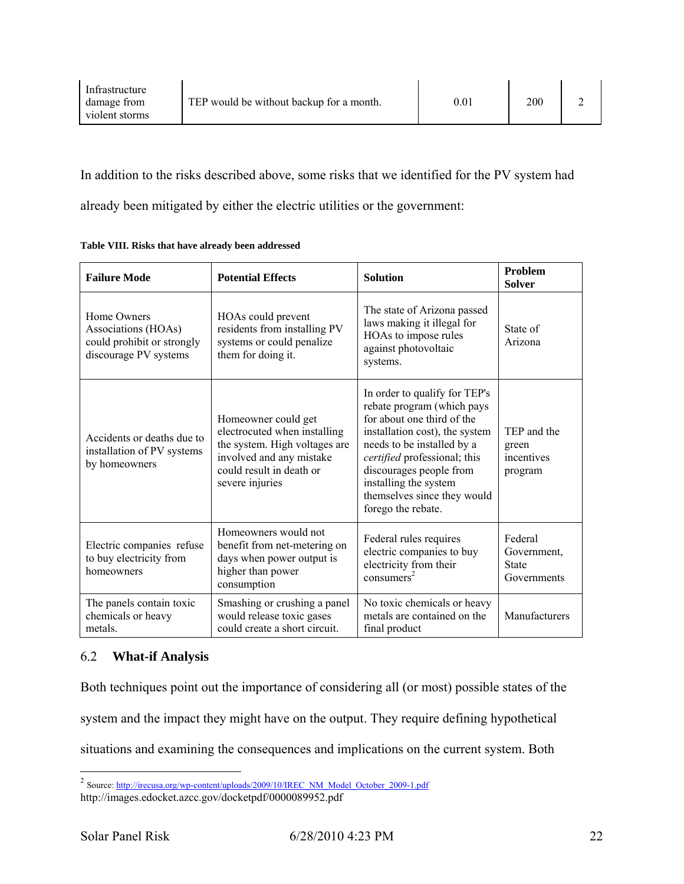| Infrastructure damage from violent storms | TEP would be without backup for a month. | 0.01 | 200 | 2 |
|---|---|---|---|---|

In addition to the risks described above, some risks that we identified for the PV system had already been mitigated by either the electric utilities or the government:

**Table VIII. Risks that have already been addressed**

| Failure Mode | Potential Effects | Solution | Problem Solver |
|---|---|---|---|
| Home Owners Associations (HOAs) could prohibit or strongly discourage PV systems | HOAs could prevent residents from installing PV systems or could penalize them for doing it. | The state of Arizona passed laws making it illegal for HOAs to impose rules against photovoltaic systems. | State of Arizona |
| Accidents or deaths due to installation of PV systems by homeowners | Homeowner could get electrocuted when installing the system. High voltages are involved and any mistake could result in death or severe injuries | In order to qualify for TEP's rebate program (which pays for about one third of the installation cost), the system needs to be installed by a *certified* professional; this discourages people from installing the system themselves since they would forego the rebate. | TEP and the green incentives program |
| Electric companies refuse to buy electricity from homeowners | Homeowners would not benefit from net-metering on days when power output is higher than power consumption | Federal rules requires electric companies to buy electricity from their consumers[2] | Federal Government, State Governments |
| The panels contain toxic chemicals or heavy metals. | Smashing or crushing a panel would release toxic gases could create a short circuit. | No toxic chemicals or heavy metals are contained on the final product | Manufacturers |

## 6.2 What-if Analysis

Both techniques point out the importance of considering all (or most) possible states of the system and the impact they might have on the output. They require defining hypothetical situations and examining the consequences and implications on the current system. Both

---

[2] Source: http://irecusa.org/wp-content/uploads/2009/10/IREC_NM_Model_October_2009-1.pdf
http://images.edocket.azcc.gov/docketpdf/0000089952.pdf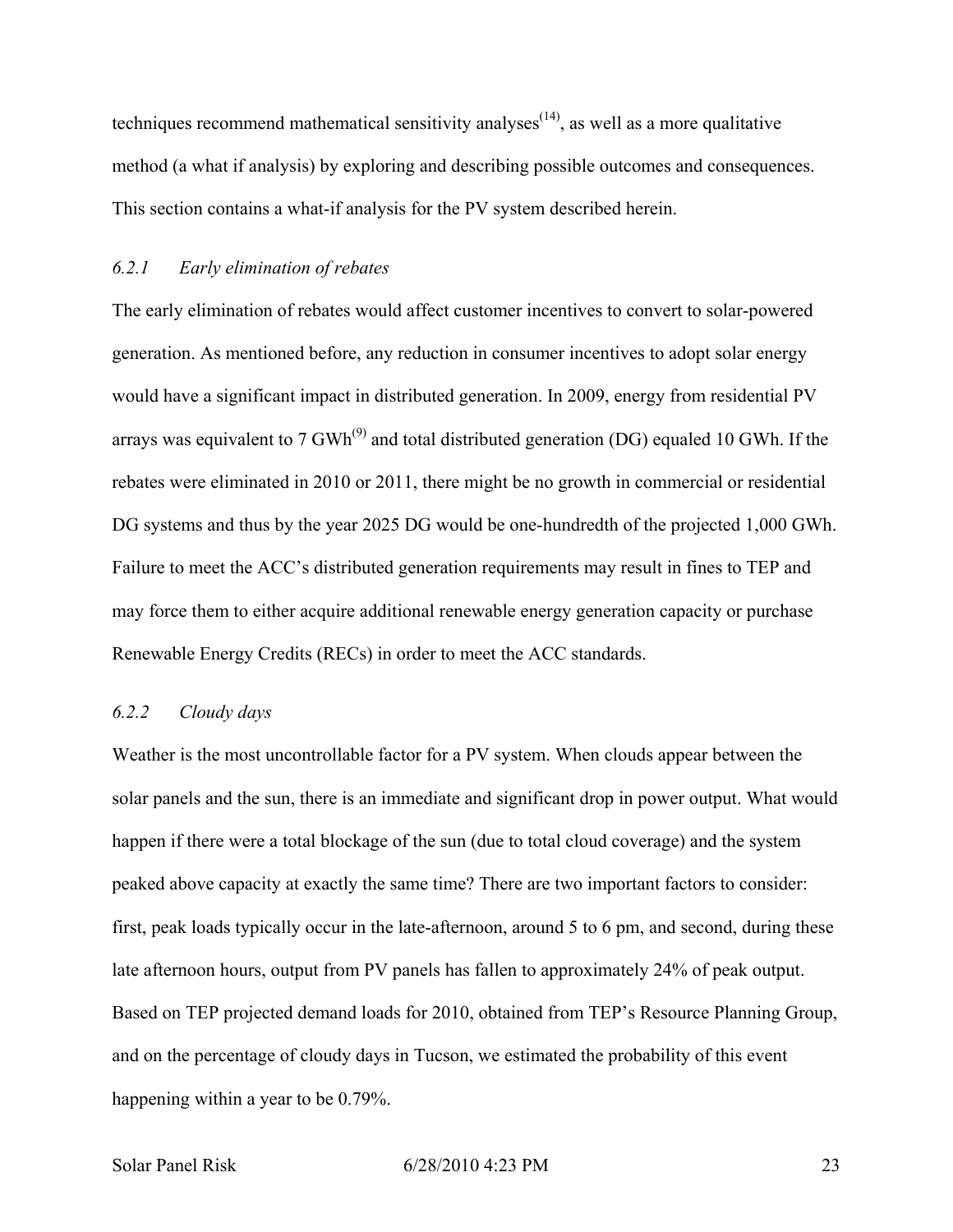techniques recommend mathematical sensitivity analyses[14], as well as a more qualitative method (a what if analysis) by exploring and describing possible outcomes and consequences. This section contains a what-if analysis for the PV system described herein.

### *6.2.1 Early elimination of rebates*

The early elimination of rebates would affect customer incentives to convert to solar-powered generation. As mentioned before, any reduction in consumer incentives to adopt solar energy would have a significant impact in distributed generation. In 2009, energy from residential PV arrays was equivalent to 7 GWh[9] and total distributed generation (DG) equaled 10 GWh. If the rebates were eliminated in 2010 or 2011, there might be no growth in commercial or residential DG systems and thus by the year 2025 DG would be one-hundredth of the projected 1,000 GWh. Failure to meet the ACC's distributed generation requirements may result in fines to TEP and may force them to either acquire additional renewable energy generation capacity or purchase Renewable Energy Credits (RECs) in order to meet the ACC standards.

### *6.2.2 Cloudy days*

Weather is the most uncontrollable factor for a PV system. When clouds appear between the solar panels and the sun, there is an immediate and significant drop in power output. What would happen if there were a total blockage of the sun (due to total cloud coverage) and the system peaked above capacity at exactly the same time? There are two important factors to consider: first, peak loads typically occur in the late-afternoon, around 5 to 6 pm, and second, during these late afternoon hours, output from PV panels has fallen to approximately 24% of peak output. Based on TEP projected demand loads for 2010, obtained from TEP's Resource Planning Group, and on the percentage of cloudy days in Tucson, we estimated the probability of this event happening within a year to be 0.79%.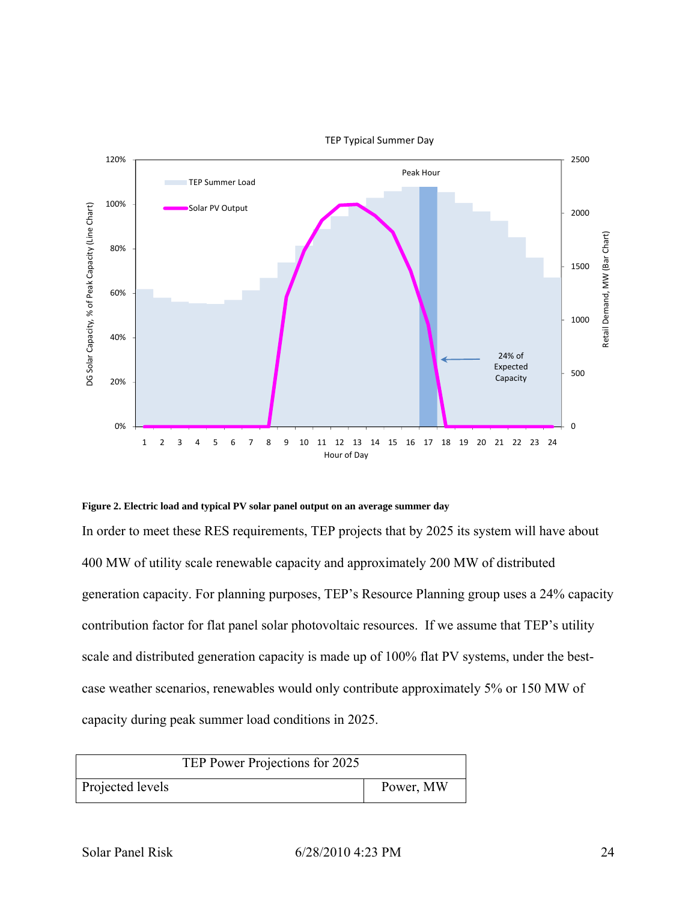**Figure 2. Electric load and typical PV solar panel output on an average summer day**

In order to meet these RES requirements, TEP projects that by 2025 its system will have about 400 MW of utility scale renewable capacity and approximately 200 MW of distributed generation capacity. For planning purposes, TEP's Resource Planning group uses a 24% capacity contribution factor for flat panel solar photovoltaic resources. If we assume that TEP's utility scale and distributed generation capacity is made up of 100% flat PV systems, under the best-case weather scenarios, renewables would only contribute approximately 5% or 150 MW of capacity during peak summer load conditions in 2025.

| TEP Power Projections for 2025 | |
|---|---|
| Projected levels | Power, MW |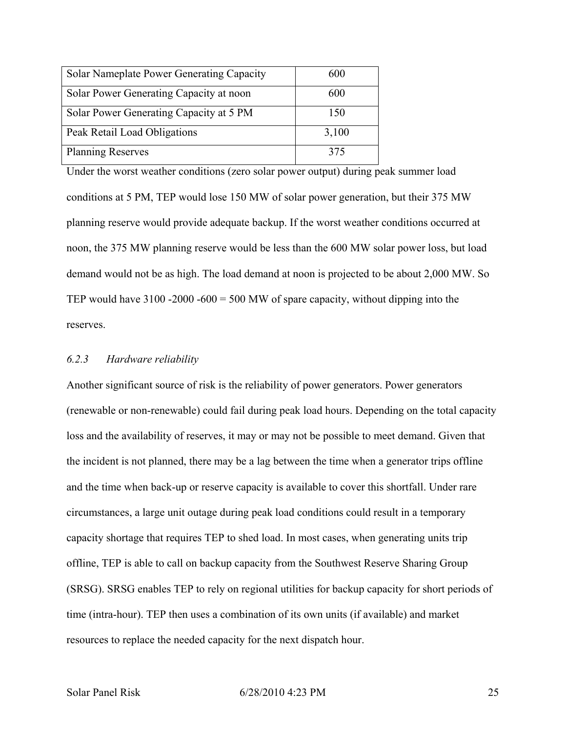| Solar Nameplate Power Generating Capacity | 600 |
|---|---|
| Solar Power Generating Capacity at noon | 600 |
| Solar Power Generating Capacity at 5 PM | 150 |
| Peak Retail Load Obligations | 3,100 |
| Planning Reserves | 375 |

Under the worst weather conditions (zero solar power output) during peak summer load conditions at 5 PM, TEP would lose 150 MW of solar power generation, but their 375 MW planning reserve would provide adequate backup. If the worst weather conditions occurred at noon, the 375 MW planning reserve would be less than the 600 MW solar power loss, but load demand would not be as high. The load demand at noon is projected to be about 2,000 MW. So TEP would have 3100 -2000 -600 = 500 MW of spare capacity, without dipping into the reserves.

### *6.2.3 Hardware reliability*

Another significant source of risk is the reliability of power generators. Power generators (renewable or non-renewable) could fail during peak load hours. Depending on the total capacity loss and the availability of reserves, it may or may not be possible to meet demand. Given that the incident is not planned, there may be a lag between the time when a generator trips offline and the time when back-up or reserve capacity is available to cover this shortfall. Under rare circumstances, a large unit outage during peak load conditions could result in a temporary capacity shortage that requires TEP to shed load. In most cases, when generating units trip offline, TEP is able to call on backup capacity from the Southwest Reserve Sharing Group (SRSG). SRSG enables TEP to rely on regional utilities for backup capacity for short periods of time (intra-hour). TEP then uses a combination of its own units (if available) and market resources to replace the needed capacity for the next dispatch hour.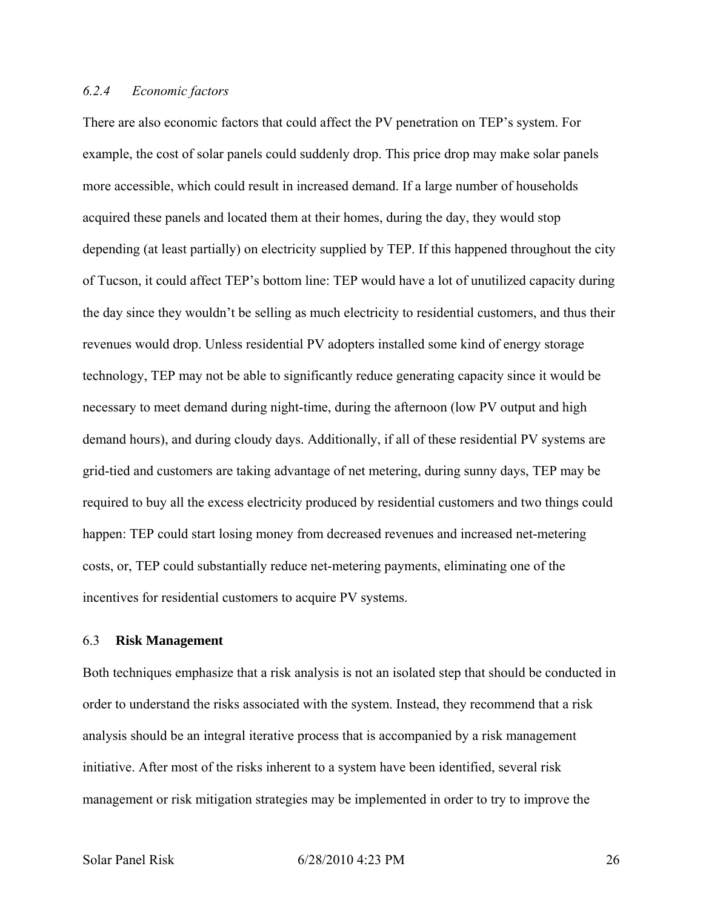#### *6.2.4 Economic factors*

There are also economic factors that could affect the PV penetration on TEP's system. For example, the cost of solar panels could suddenly drop. This price drop may make solar panels more accessible, which could result in increased demand. If a large number of households acquired these panels and located them at their homes, during the day, they would stop depending (at least partially) on electricity supplied by TEP. If this happened throughout the city of Tucson, it could affect TEP's bottom line: TEP would have a lot of unutilized capacity during the day since they wouldn't be selling as much electricity to residential customers, and thus their revenues would drop. Unless residential PV adopters installed some kind of energy storage technology, TEP may not be able to significantly reduce generating capacity since it would be necessary to meet demand during night-time, during the afternoon (low PV output and high demand hours), and during cloudy days. Additionally, if all of these residential PV systems are grid-tied and customers are taking advantage of net metering, during sunny days, TEP may be required to buy all the excess electricity produced by residential customers and two things could happen: TEP could start losing money from decreased revenues and increased net-metering costs, or, TEP could substantially reduce net-metering payments, eliminating one of the incentives for residential customers to acquire PV systems.

### 6.3 **Risk Management**

Both techniques emphasize that a risk analysis is not an isolated step that should be conducted in order to understand the risks associated with the system. Instead, they recommend that a risk analysis should be an integral iterative process that is accompanied by a risk management initiative. After most of the risks inherent to a system have been identified, several risk management or risk mitigation strategies may be implemented in order to try to improve the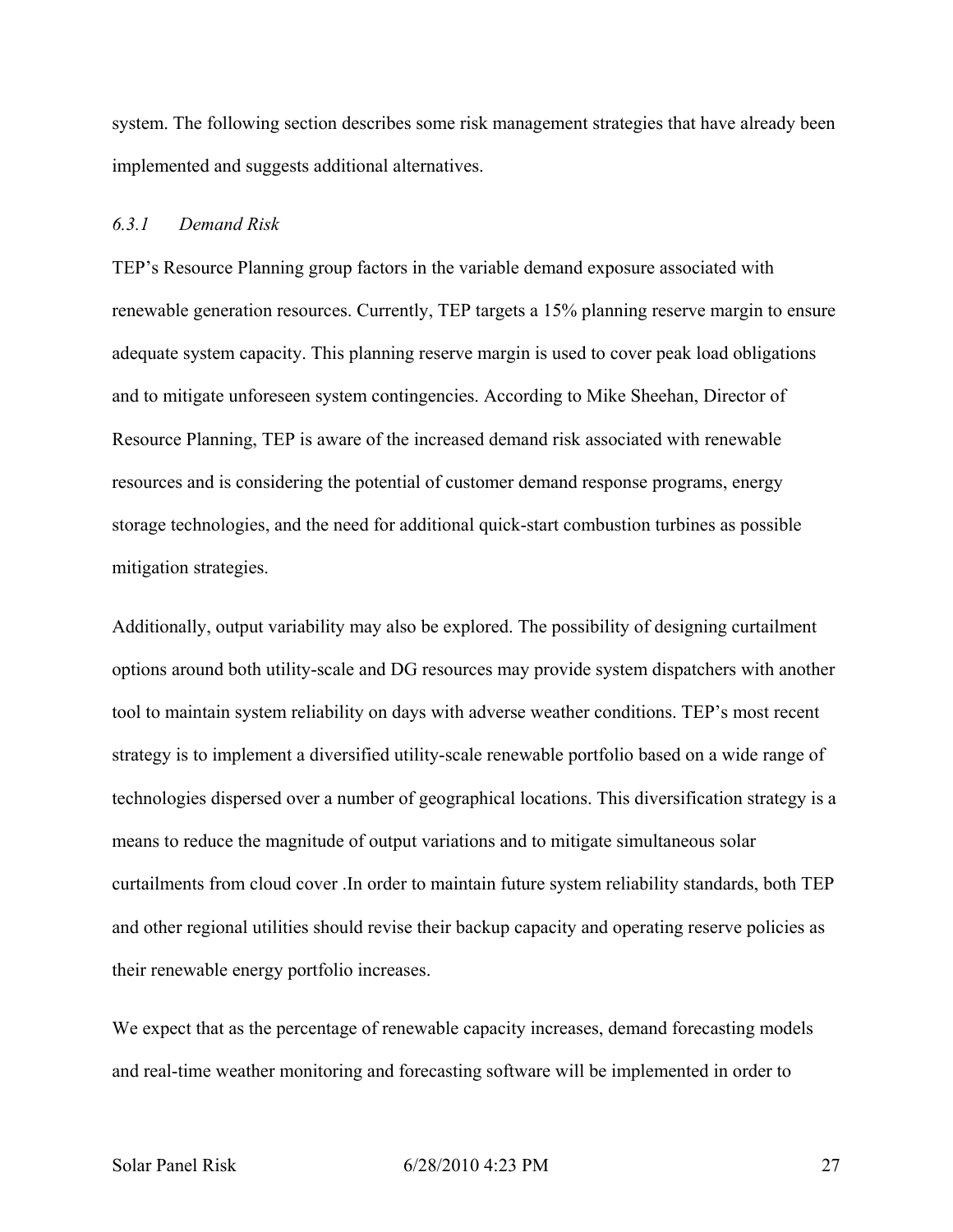system. The following section describes some risk management strategies that have already been implemented and suggests additional alternatives.

### *6.3.1 Demand Risk*

TEP's Resource Planning group factors in the variable demand exposure associated with renewable generation resources. Currently, TEP targets a 15% planning reserve margin to ensure adequate system capacity. This planning reserve margin is used to cover peak load obligations and to mitigate unforeseen system contingencies. According to Mike Sheehan, Director of Resource Planning, TEP is aware of the increased demand risk associated with renewable resources and is considering the potential of customer demand response programs, energy storage technologies, and the need for additional quick-start combustion turbines as possible mitigation strategies.

Additionally, output variability may also be explored. The possibility of designing curtailment options around both utility-scale and DG resources may provide system dispatchers with another tool to maintain system reliability on days with adverse weather conditions. TEP's most recent strategy is to implement a diversified utility-scale renewable portfolio based on a wide range of technologies dispersed over a number of geographical locations. This diversification strategy is a means to reduce the magnitude of output variations and to mitigate simultaneous solar curtailments from cloud cover .In order to maintain future system reliability standards, both TEP and other regional utilities should revise their backup capacity and operating reserve policies as their renewable energy portfolio increases.

We expect that as the percentage of renewable capacity increases, demand forecasting models and real-time weather monitoring and forecasting software will be implemented in order to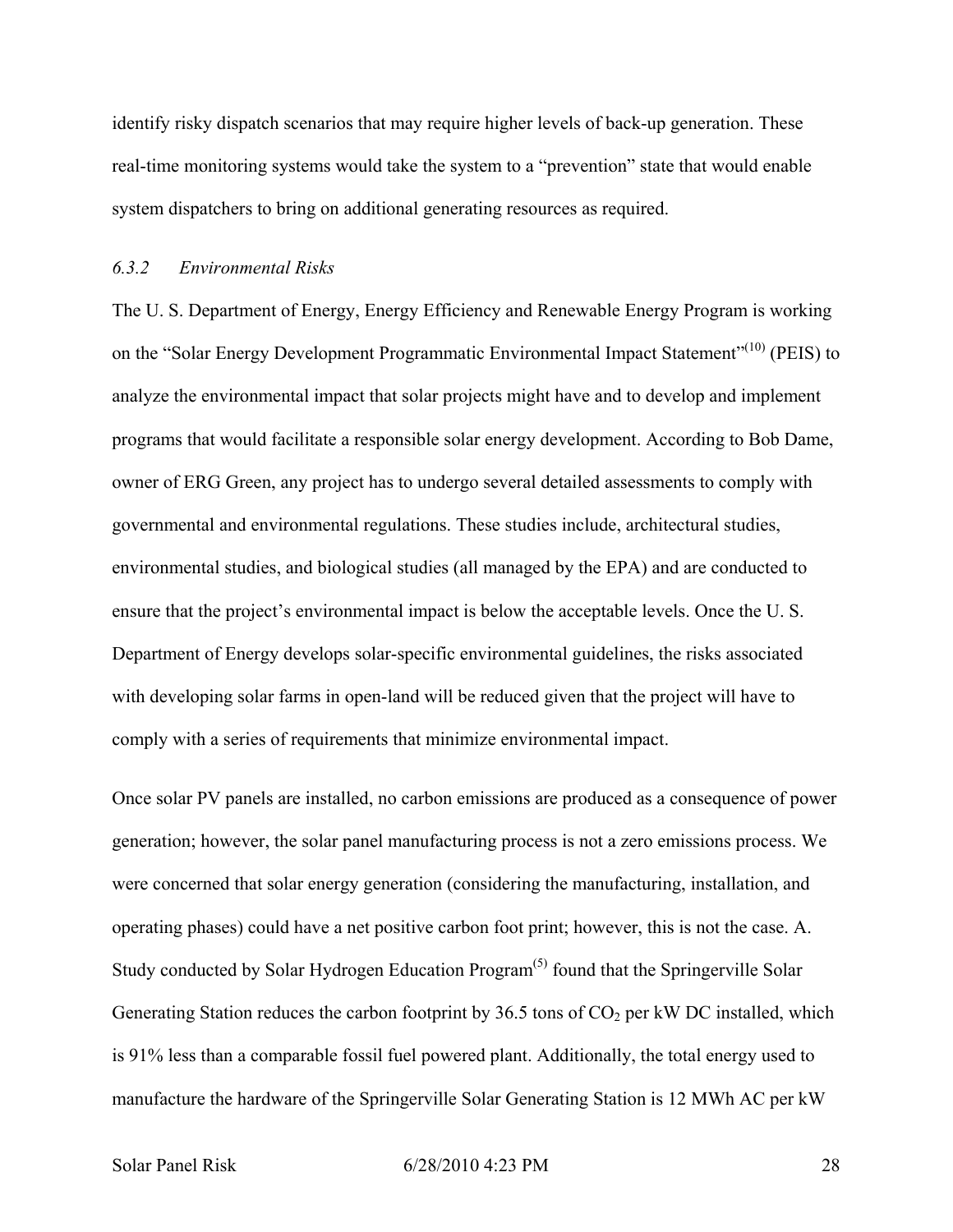identify risky dispatch scenarios that may require higher levels of back-up generation. These real-time monitoring systems would take the system to a "prevention" state that would enable system dispatchers to bring on additional generating resources as required.

### *6.3.2 Environmental Risks*

The U. S. Department of Energy, Energy Efficiency and Renewable Energy Program is working on the "Solar Energy Development Programmatic Environmental Impact Statement"[10] (PEIS) to analyze the environmental impact that solar projects might have and to develop and implement programs that would facilitate a responsible solar energy development. According to Bob Dame, owner of ERG Green, any project has to undergo several detailed assessments to comply with governmental and environmental regulations. These studies include, architectural studies, environmental studies, and biological studies (all managed by the EPA) and are conducted to ensure that the project's environmental impact is below the acceptable levels. Once the U. S. Department of Energy develops solar-specific environmental guidelines, the risks associated with developing solar farms in open-land will be reduced given that the project will have to comply with a series of requirements that minimize environmental impact.

Once solar PV panels are installed, no carbon emissions are produced as a consequence of power generation; however, the solar panel manufacturing process is not a zero emissions process. We were concerned that solar energy generation (considering the manufacturing, installation, and operating phases) could have a net positive carbon foot print; however, this is not the case. A. Study conducted by Solar Hydrogen Education Program[5] found that the Springerville Solar Generating Station reduces the carbon footprint by 36.5 tons of $CO_2$ per kW DC installed, which is 91% less than a comparable fossil fuel powered plant. Additionally, the total energy used to manufacture the hardware of the Springerville Solar Generating Station is 12 MWh AC per kW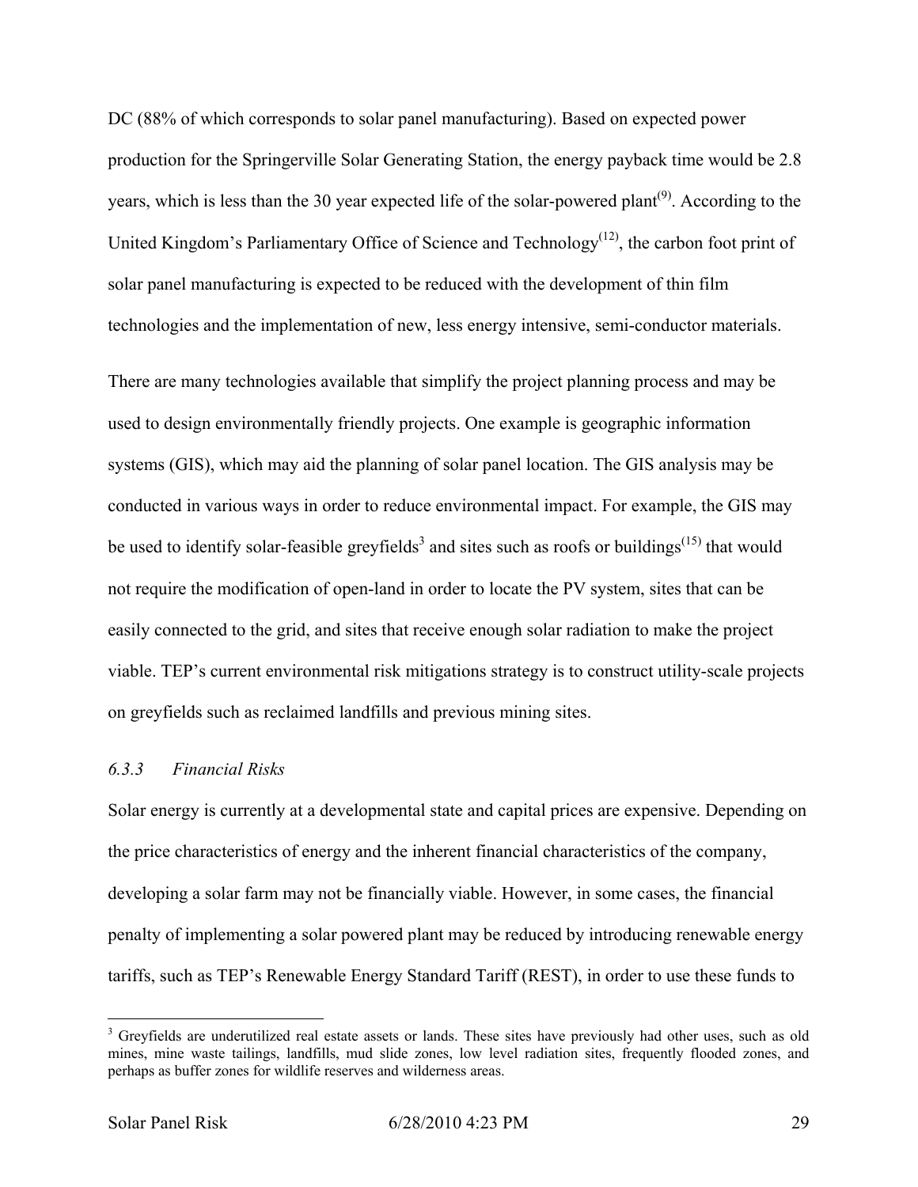DC (88% of which corresponds to solar panel manufacturing). Based on expected power production for the Springerville Solar Generating Station, the energy payback time would be 2.8 years, which is less than the 30 year expected life of the solar-powered plant[(9)]. According to the United Kingdom's Parliamentary Office of Science and Technology[(12)], the carbon foot print of solar panel manufacturing is expected to be reduced with the development of thin film technologies and the implementation of new, less energy intensive, semi-conductor materials.

There are many technologies available that simplify the project planning process and may be used to design environmentally friendly projects. One example is geographic information systems (GIS), which may aid the planning of solar panel location. The GIS analysis may be conducted in various ways in order to reduce environmental impact. For example, the GIS may be used to identify solar-feasible greyfields[3] and sites such as roofs or buildings[(15)] that would not require the modification of open-land in order to locate the PV system, sites that can be easily connected to the grid, and sites that receive enough solar radiation to make the project viable. TEP's current environmental risk mitigations strategy is to construct utility-scale projects on greyfields such as reclaimed landfills and previous mining sites.

### *6.3.3 Financial Risks*

Solar energy is currently at a developmental state and capital prices are expensive. Depending on the price characteristics of energy and the inherent financial characteristics of the company, developing a solar farm may not be financially viable. However, in some cases, the financial penalty of implementing a solar powered plant may be reduced by introducing renewable energy tariffs, such as TEP's Renewable Energy Standard Tariff (REST), in order to use these funds to

[3] Greyfields are underutilized real estate assets or lands. These sites have previously had other uses, such as old mines, mine waste tailings, landfills, mud slide zones, low level radiation sites, frequently flooded zones, and perhaps as buffer zones for wildlife reserves and wilderness areas.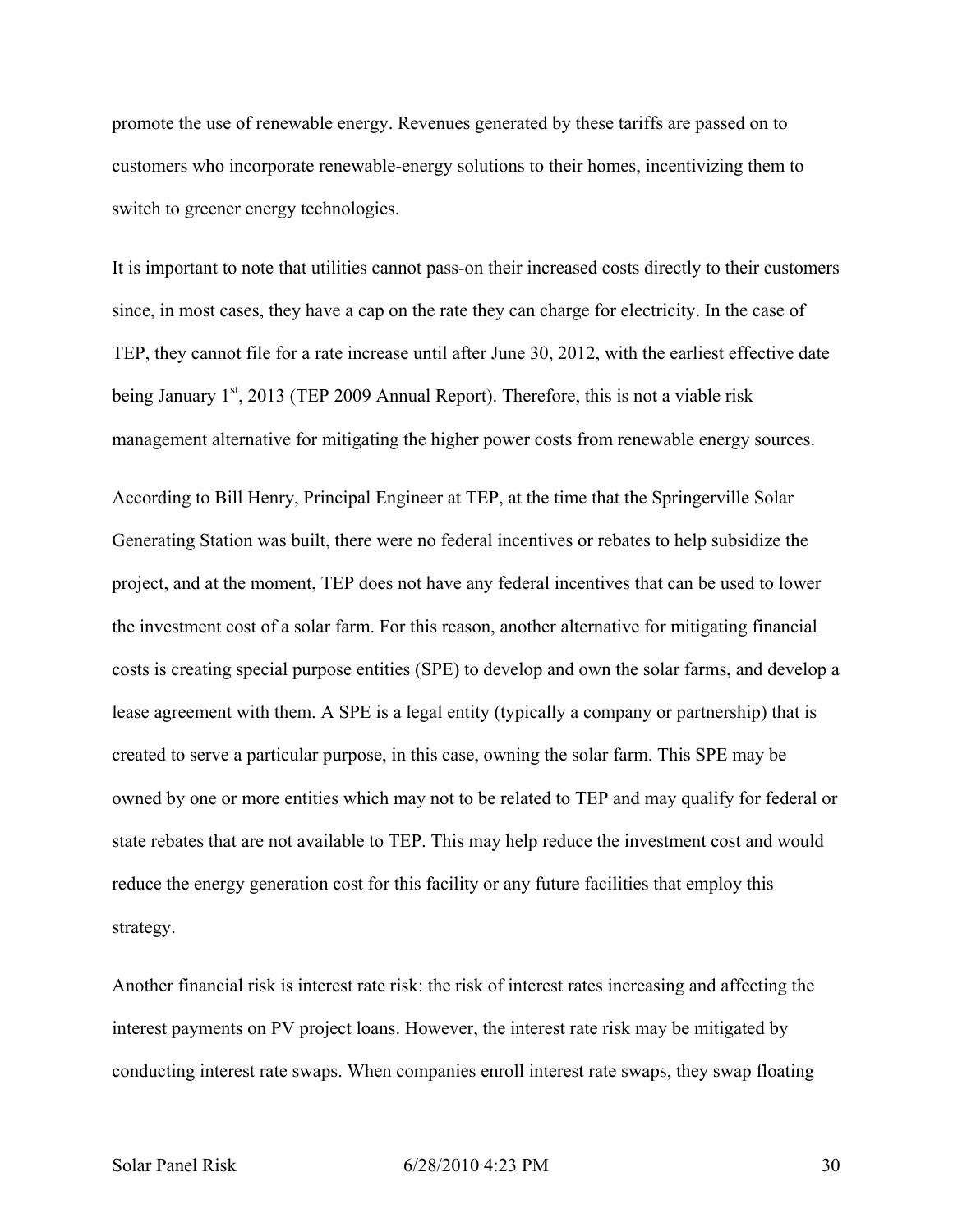promote the use of renewable energy. Revenues generated by these tariffs are passed on to customers who incorporate renewable-energy solutions to their homes, incentivizing them to switch to greener energy technologies.

It is important to note that utilities cannot pass-on their increased costs directly to their customers since, in most cases, they have a cap on the rate they can charge for electricity. In the case of TEP, they cannot file for a rate increase until after June 30, 2012, with the earliest effective date being January 1st, 2013 (TEP 2009 Annual Report). Therefore, this is not a viable risk management alternative for mitigating the higher power costs from renewable energy sources.

According to Bill Henry, Principal Engineer at TEP, at the time that the Springerville Solar Generating Station was built, there were no federal incentives or rebates to help subsidize the project, and at the moment, TEP does not have any federal incentives that can be used to lower the investment cost of a solar farm. For this reason, another alternative for mitigating financial costs is creating special purpose entities (SPE) to develop and own the solar farms, and develop a lease agreement with them. A SPE is a legal entity (typically a company or partnership) that is created to serve a particular purpose, in this case, owning the solar farm. This SPE may be owned by one or more entities which may not to be related to TEP and may qualify for federal or state rebates that are not available to TEP. This may help reduce the investment cost and would reduce the energy generation cost for this facility or any future facilities that employ this strategy.

Another financial risk is interest rate risk: the risk of interest rates increasing and affecting the interest payments on PV project loans. However, the interest rate risk may be mitigated by conducting interest rate swaps. When companies enroll interest rate swaps, they swap floating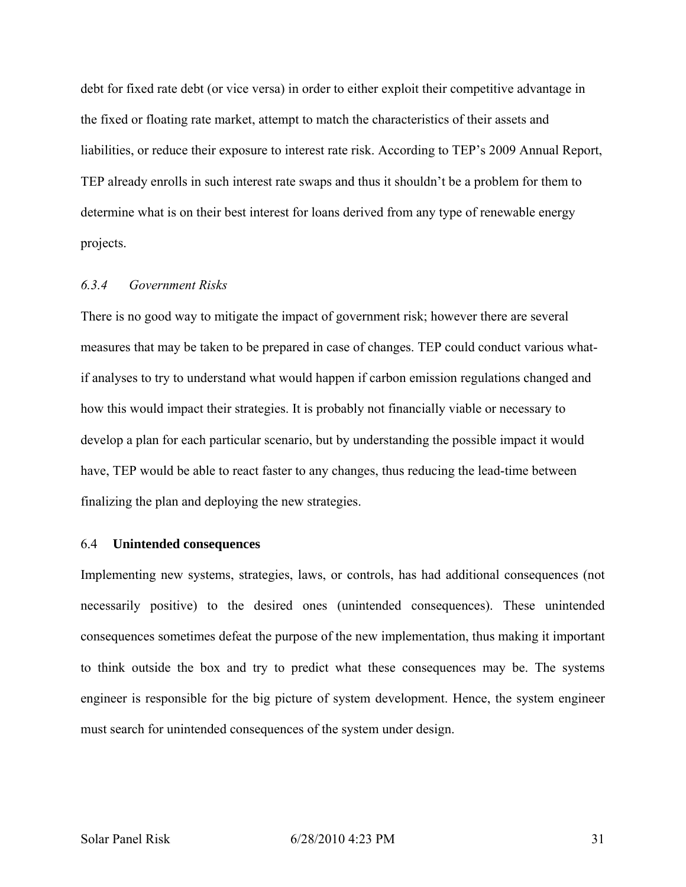debt for fixed rate debt (or vice versa) in order to either exploit their competitive advantage in the fixed or floating rate market, attempt to match the characteristics of their assets and liabilities, or reduce their exposure to interest rate risk. According to TEP's 2009 Annual Report, TEP already enrolls in such interest rate swaps and thus it shouldn't be a problem for them to determine what is on their best interest for loans derived from any type of renewable energy projects.

#### *6.3.4 Government Risks*

There is no good way to mitigate the impact of government risk; however there are several measures that may be taken to be prepared in case of changes. TEP could conduct various what-if analyses to try to understand what would happen if carbon emission regulations changed and how this would impact their strategies. It is probably not financially viable or necessary to develop a plan for each particular scenario, but by understanding the possible impact it would have, TEP would be able to react faster to any changes, thus reducing the lead-time between finalizing the plan and deploying the new strategies.

### 6.4 **Unintended consequences**

Implementing new systems, strategies, laws, or controls, has had additional consequences (not necessarily positive) to the desired ones (unintended consequences). These unintended consequences sometimes defeat the purpose of the new implementation, thus making it important to think outside the box and try to predict what these consequences may be. The systems engineer is responsible for the big picture of system development. Hence, the system engineer must search for unintended consequences of the system under design.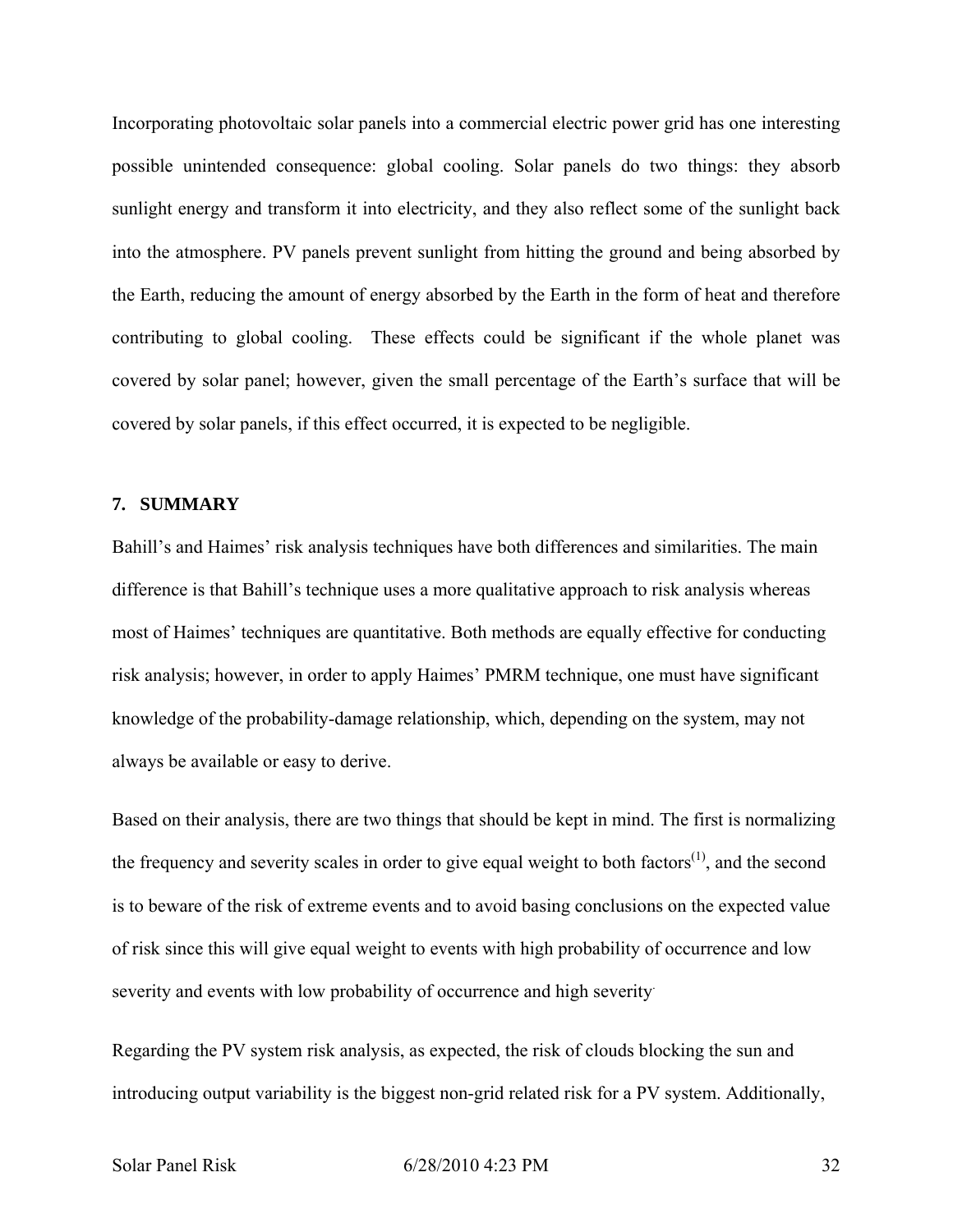Incorporating photovoltaic solar panels into a commercial electric power grid has one interesting possible unintended consequence: global cooling. Solar panels do two things: they absorb sunlight energy and transform it into electricity, and they also reflect some of the sunlight back into the atmosphere. PV panels prevent sunlight from hitting the ground and being absorbed by the Earth, reducing the amount of energy absorbed by the Earth in the form of heat and therefore contributing to global cooling. These effects could be significant if the whole planet was covered by solar panel; however, given the small percentage of the Earth's surface that will be covered by solar panels, if this effect occurred, it is expected to be negligible.

## 7. SUMMARY

Bahill's and Haimes' risk analysis techniques have both differences and similarities. The main difference is that Bahill's technique uses a more qualitative approach to risk analysis whereas most of Haimes' techniques are quantitative. Both methods are equally effective for conducting risk analysis; however, in order to apply Haimes' PMRM technique, one must have significant knowledge of the probability-damage relationship, which, depending on the system, may not always be available or easy to derive.

Based on their analysis, there are two things that should be kept in mind. The first is normalizing the frequency and severity scales in order to give equal weight to both factors(1), and the second is to beware of the risk of extreme events and to avoid basing conclusions on the expected value of risk since this will give equal weight to events with high probability of occurrence and low severity and events with low probability of occurrence and high severity.

Regarding the PV system risk analysis, as expected, the risk of clouds blocking the sun and introducing output variability is the biggest non-grid related risk for a PV system. Additionally,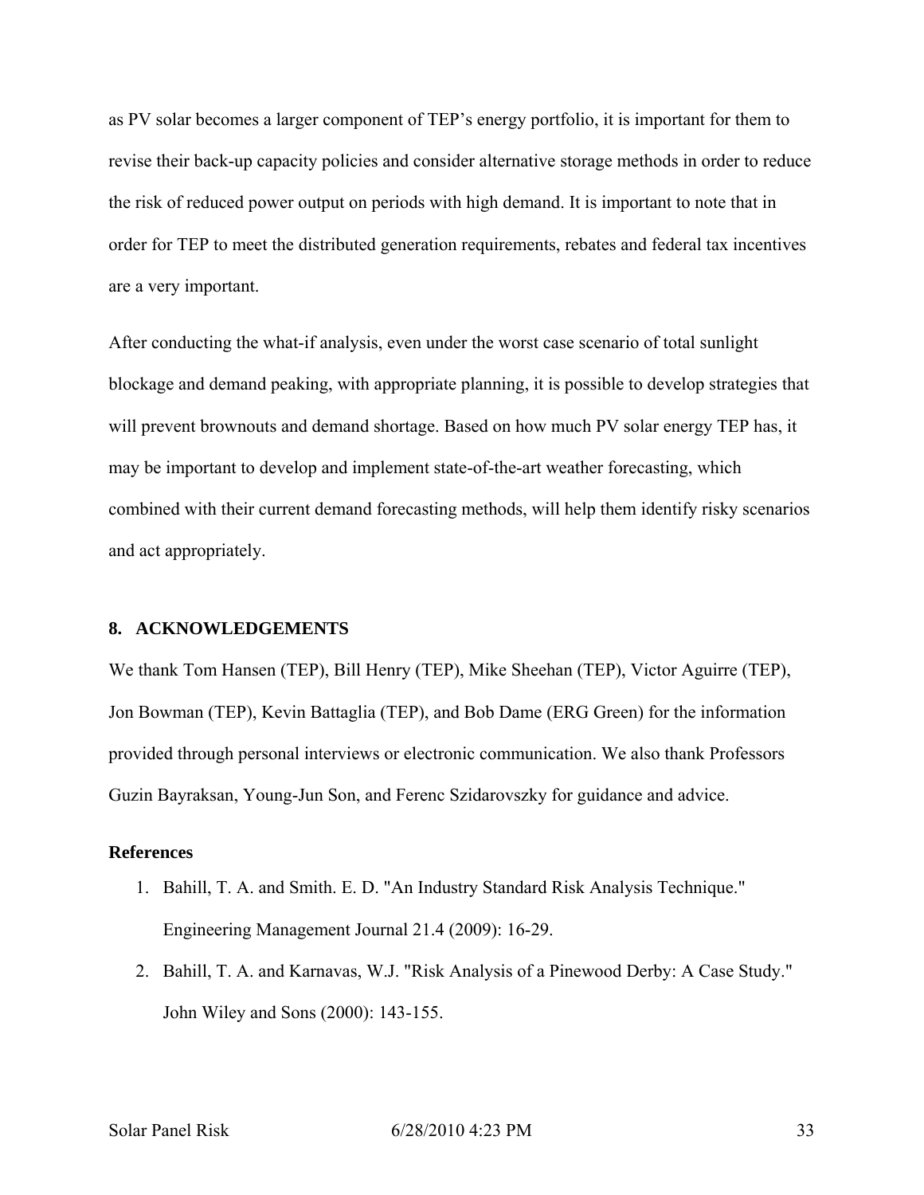as PV solar becomes a larger component of TEP's energy portfolio, it is important for them to revise their back-up capacity policies and consider alternative storage methods in order to reduce the risk of reduced power output on periods with high demand. It is important to note that in order for TEP to meet the distributed generation requirements, rebates and federal tax incentives are a very important.

After conducting the what-if analysis, even under the worst case scenario of total sunlight blockage and demand peaking, with appropriate planning, it is possible to develop strategies that will prevent brownouts and demand shortage. Based on how much PV solar energy TEP has, it may be important to develop and implement state-of-the-art weather forecasting, which combined with their current demand forecasting methods, will help them identify risky scenarios and act appropriately.

## 8. ACKNOWLEDGEMENTS

We thank Tom Hansen (TEP), Bill Henry (TEP), Mike Sheehan (TEP), Victor Aguirre (TEP), Jon Bowman (TEP), Kevin Battaglia (TEP), and Bob Dame (ERG Green) for the information provided through personal interviews or electronic communication. We also thank Professors Guzin Bayraksan, Young-Jun Son, and Ferenc Szidarovszky for guidance and advice.

### References

1. Bahill, T. A. and Smith. E. D. "An Industry Standard Risk Analysis Technique." Engineering Management Journal 21.4 (2009): 16-29.
2. Bahill, T. A. and Karnavas, W.J. "Risk Analysis of a Pinewood Derby: A Case Study." John Wiley and Sons (2000): 143-155.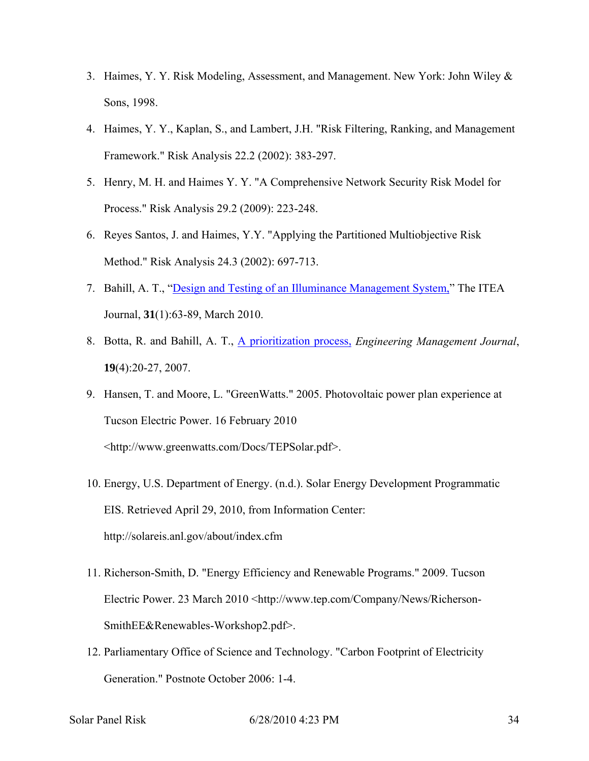3. Haimes, Y. Y. Risk Modeling, Assessment, and Management. New York: John Wiley & Sons, 1998.
4. Haimes, Y. Y., Kaplan, S., and Lambert, J.H. "Risk Filtering, Ranking, and Management Framework." Risk Analysis 22.2 (2002): 383-297.
5. Henry, M. H. and Haimes Y. Y. "A Comprehensive Network Security Risk Model for Process." Risk Analysis 29.2 (2009): 223-248.
6. Reyes Santos, J. and Haimes, Y.Y. "Applying the Partitioned Multiobjective Risk Method." Risk Analysis 24.3 (2002): 697-713.
7. Bahill, A. T., "Design and Testing of an Illuminance Management System," The ITEA Journal, **31**(1):63-89, March 2010.
8. Botta, R. and Bahill, A. T., A prioritization process, *Engineering Management Journal*, **19**(4):20-27, 2007.
9. Hansen, T. and Moore, L. "GreenWatts." 2005. Photovoltaic power plan experience at Tucson Electric Power. 16 February 2010 <http://www.greenwatts.com/Docs/TEPSolar.pdf>.
10. Energy, U.S. Department of Energy. (n.d.). Solar Energy Development Programmatic EIS. Retrieved April 29, 2010, from Information Center: http://solareis.anl.gov/about/index.cfm
11. Richerson-Smith, D. "Energy Efficiency and Renewable Programs." 2009. Tucson Electric Power. 23 March 2010 <http://www.tep.com/Company/News/Richerson-SmithEE&Renewables-Workshop2.pdf>.
12. Parliamentary Office of Science and Technology. "Carbon Footprint of Electricity Generation." Postnote October 2006: 1-4.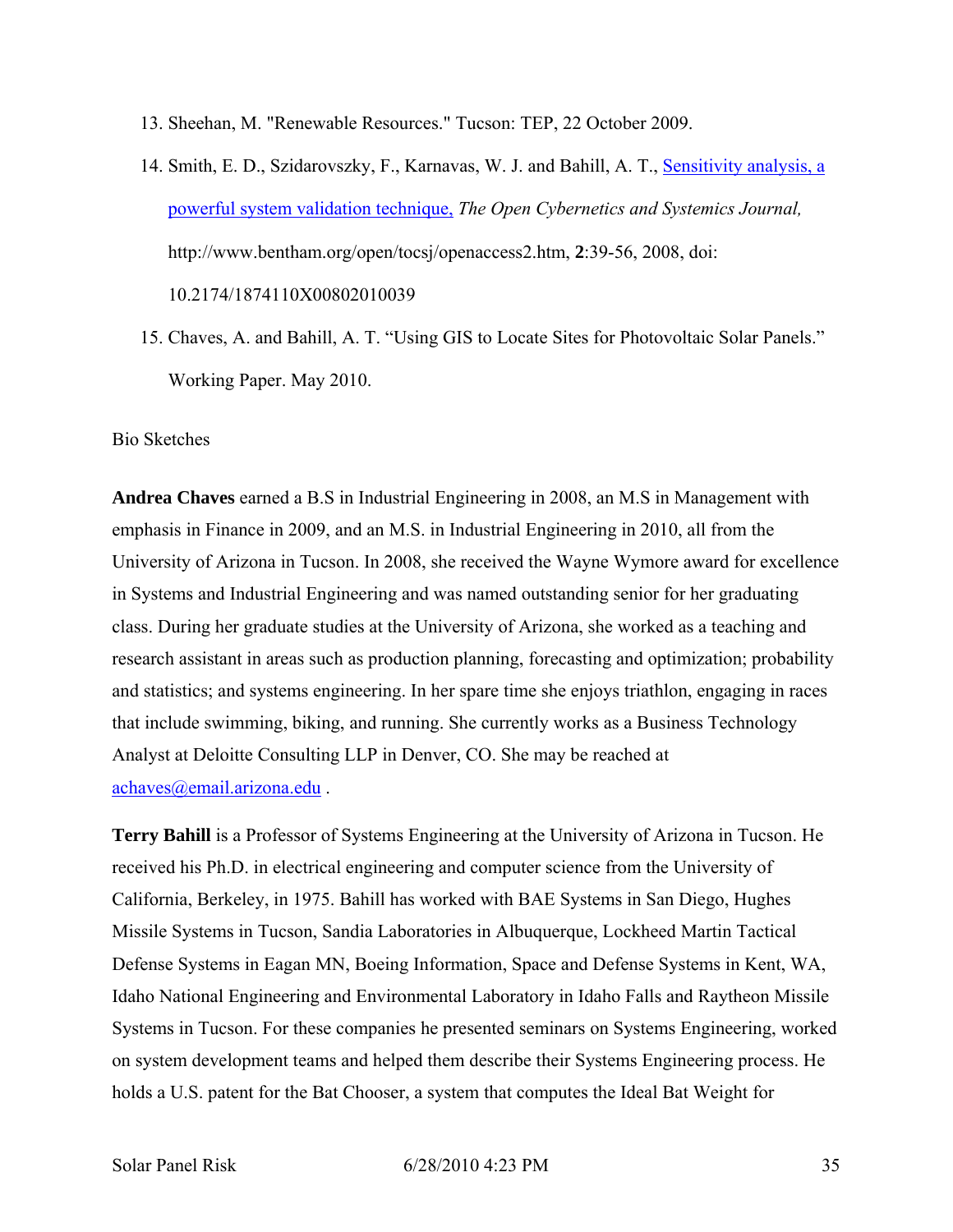13. Sheehan, M. "Renewable Resources." Tucson: TEP, 22 October 2009.

14. Smith, E. D., Szidarovszky, F., Karnavas, W. J. and Bahill, A. T., Sensitivity analysis, a powerful system validation technique, *The Open Cybernetics and Systemics Journal,* http://www.bentham.org/open/tocsj/openaccess2.htm, **2**:39-56, 2008, doi: 10.2174/1874110X00802010039

15. Chaves, A. and Bahill, A. T. "Using GIS to Locate Sites for Photovoltaic Solar Panels." Working Paper. May 2010.

Bio Sketches

**Andrea Chaves** earned a B.S in Industrial Engineering in 2008, an M.S in Management with emphasis in Finance in 2009, and an M.S. in Industrial Engineering in 2010, all from the University of Arizona in Tucson. In 2008, she received the Wayne Wymore award for excellence in Systems and Industrial Engineering and was named outstanding senior for her graduating class. During her graduate studies at the University of Arizona, she worked as a teaching and research assistant in areas such as production planning, forecasting and optimization; probability and statistics; and systems engineering. In her spare time she enjoys triathlon, engaging in races that include swimming, biking, and running. She currently works as a Business Technology Analyst at Deloitte Consulting LLP in Denver, CO. She may be reached at achaves@email.arizona.edu .

**Terry Bahill** is a Professor of Systems Engineering at the University of Arizona in Tucson. He received his Ph.D. in electrical engineering and computer science from the University of California, Berkeley, in 1975. Bahill has worked with BAE Systems in San Diego, Hughes Missile Systems in Tucson, Sandia Laboratories in Albuquerque, Lockheed Martin Tactical Defense Systems in Eagan MN, Boeing Information, Space and Defense Systems in Kent, WA, Idaho National Engineering and Environmental Laboratory in Idaho Falls and Raytheon Missile Systems in Tucson. For these companies he presented seminars on Systems Engineering, worked on system development teams and helped them describe their Systems Engineering process. He holds a U.S. patent for the Bat Chooser, a system that computes the Ideal Bat Weight for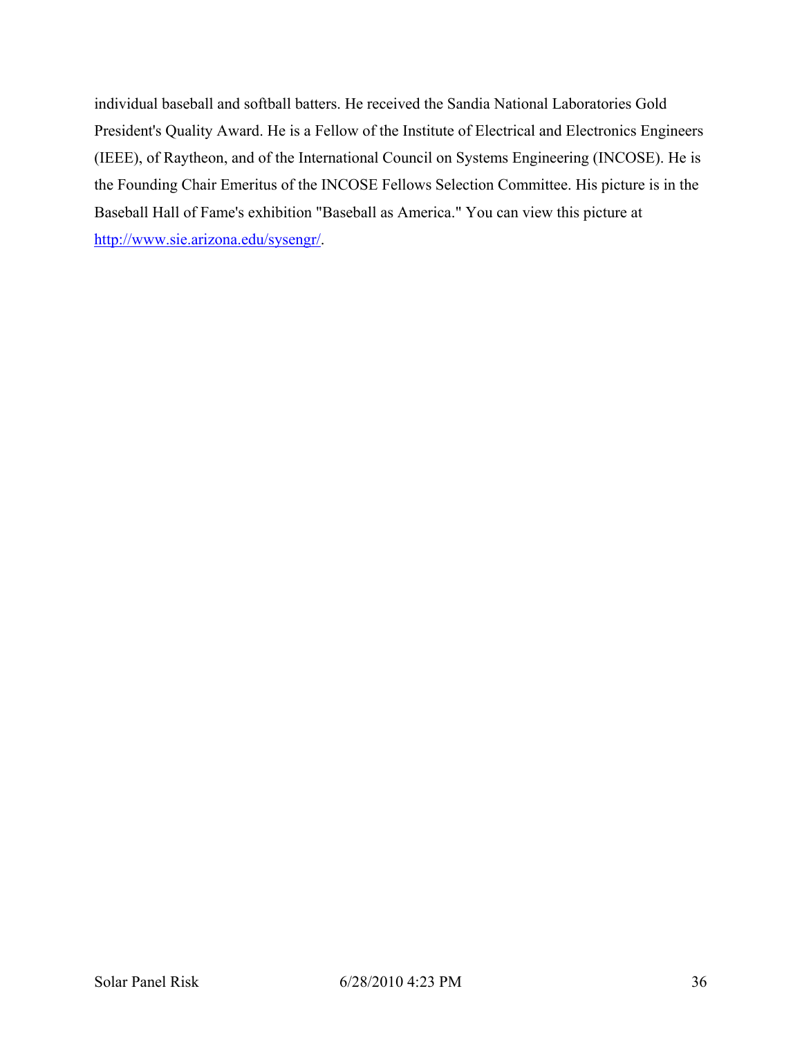individual baseball and softball batters. He received the Sandia National Laboratories Gold President's Quality Award. He is a Fellow of the Institute of Electrical and Electronics Engineers (IEEE), of Raytheon, and of the International Council on Systems Engineering (INCOSE). He is the Founding Chair Emeritus of the INCOSE Fellows Selection Committee. His picture is in the Baseball Hall of Fame's exhibition "Baseball as America." You can view this picture at http://www.sie.arizona.edu/sysengr/.